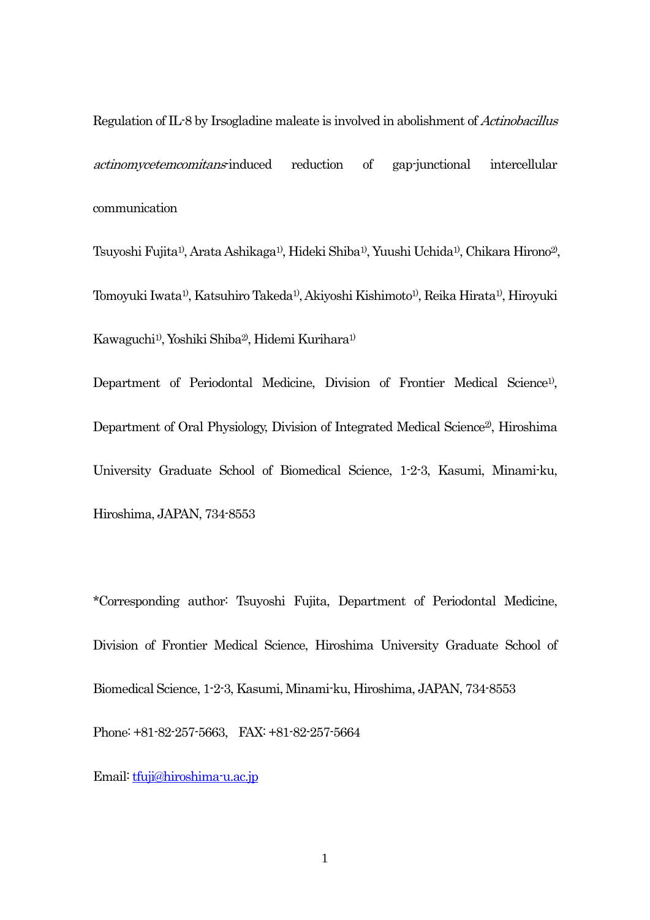# Regulation of IL-8 by Irsogladine maleate is involved in abolishment of *Actinobacillus actinomycetemcomitans*-induced reduction of gap-junctional intercellular communication

Tsuyoshi Fujita[1)], Arata Ashikaga[1)], Hideki Shiba[1)], Yuushi Uchida[1)], Chikara Hirono[2)], Tomoyuki Iwata[1)], Katsuhiro Takeda[1)], Akiyoshi Kishimoto[1)], Reika Hirata[1)], Hiroyuki Kawaguchi[1)], Yoshiki Shiba[2)], Hidemi Kurihara[1)]

Department of Periodontal Medicine, Division of Frontier Medical Science[1)], Department of Oral Physiology, Division of Integrated Medical Science[2)], Hiroshima University Graduate School of Biomedical Science, 1-2-3, Kasumi, Minami-ku, Hiroshima, JAPAN, 734-8553

*Corresponding author: Tsuyoshi Fujita, Department of Periodontal Medicine, Division of Frontier Medical Science, Hiroshima University Graduate School of Biomedical Science, 1-2-3, Kasumi, Minami-ku, Hiroshima, JAPAN, 734-8553

Phone: +81-82-257-5663, FAX: +81-82-257-5664

Email: tfuji@hiroshima-u.ac.jp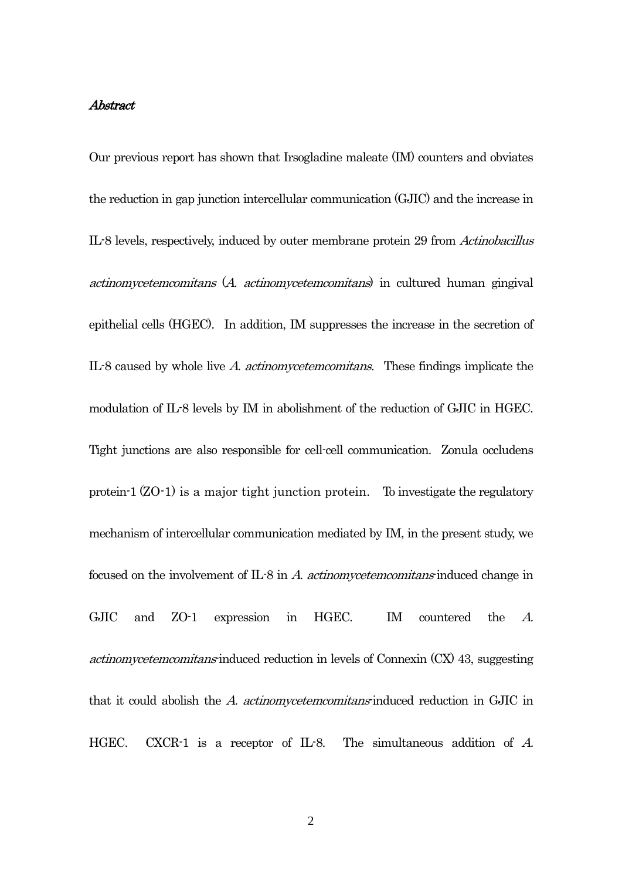*Abstract*

Our previous report has shown that Irsogladine maleate (IM) counters and obviates the reduction in gap junction intercellular communication (GJIC) and the increase in IL-8 levels, respectively, induced by outer membrane protein 29 from *Actinobacillus actinomycetemcomitans* (*A. actinomycetemcomitans*) in cultured human gingival epithelial cells (HGEC). In addition, IM suppresses the increase in the secretion of IL-8 caused by whole live *A. actinomycetemcomitans*. These findings implicate the modulation of IL-8 levels by IM in abolishment of the reduction of GJIC in HGEC. Tight junctions are also responsible for cell-cell communication. Zonula occludens protein-1 (ZO-1) is a major tight junction protein. To investigate the regulatory mechanism of intercellular communication mediated by IM, in the present study, we focused on the involvement of IL-8 in *A. actinomycetemcomitans*-induced change in GJIC and ZO-1 expression in HGEC. IM countered the *A. actinomycetemcomitans*-induced reduction in levels of Connexin (CX) 43, suggesting that it could abolish the *A. actinomycetemcomitans*-induced reduction in GJIC in HGEC. CXCR-1 is a receptor of IL-8. The simultaneous addition of *A.*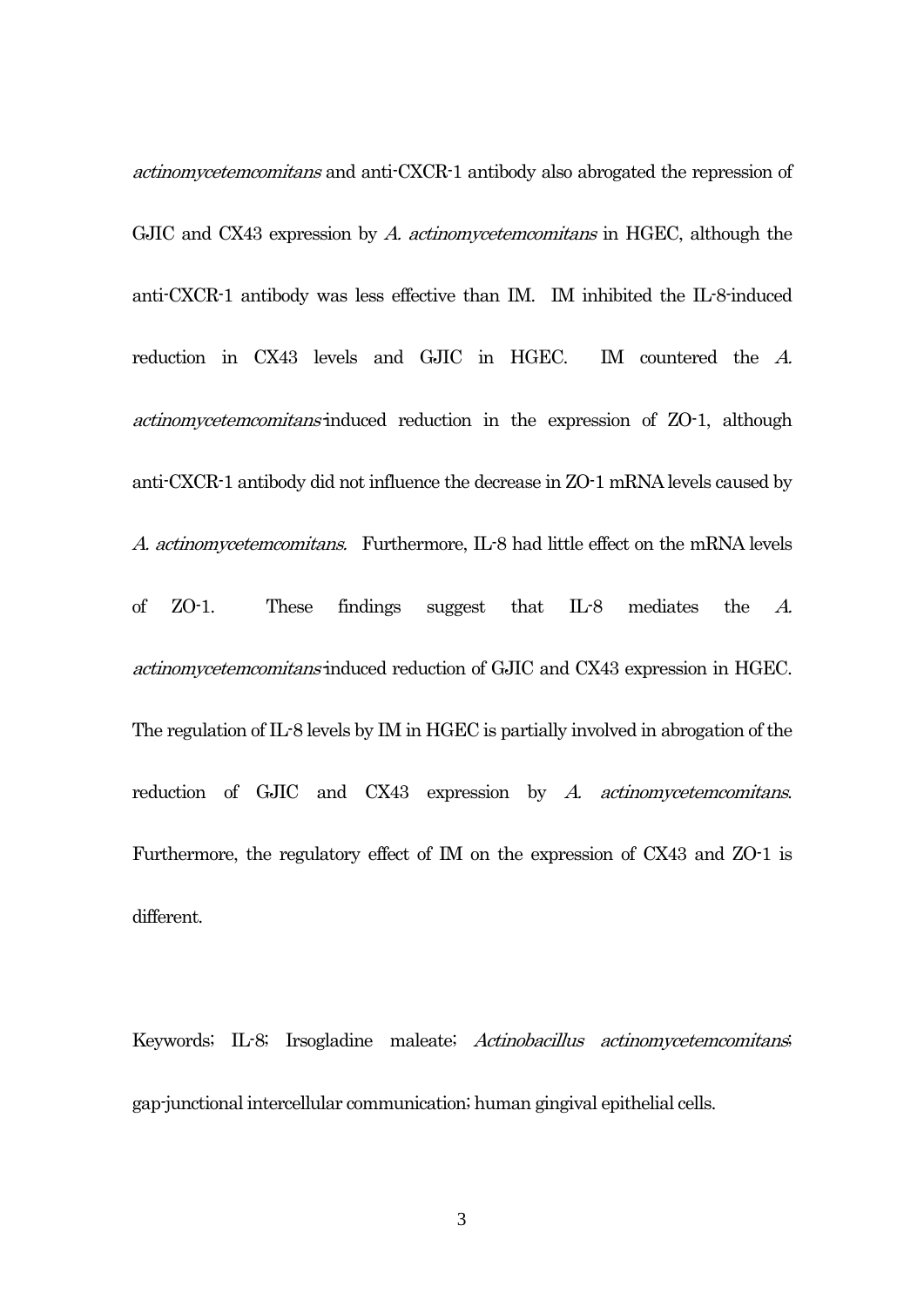*actinomycetemcomitans* and anti-CXCR-1 antibody also abrogated the repression of GJIC and CX43 expression by *A. actinomycetemcomitans* in HGEC, although the anti-CXCR-1 antibody was less effective than IM. IM inhibited the IL-8-induced reduction in CX43 levels and GJIC in HGEC. IM countered the *A. actinomycetemcomitans*-induced reduction in the expression of ZO-1, although anti-CXCR-1 antibody did not influence the decrease in ZO-1 mRNA levels caused by *A. actinomycetemcomitans*. Furthermore, IL-8 had little effect on the mRNA levels of ZO-1. These findings suggest that IL-8 mediates the *A. actinomycetemcomitans*-induced reduction of GJIC and CX43 expression in HGEC. The regulation of IL-8 levels by IM in HGEC is partially involved in abrogation of the reduction of GJIC and CX43 expression by *A. actinomycetemcomitans*. Furthermore, the regulatory effect of IM on the expression of CX43 and ZO-1 is different.

Keywords; IL-8; Irsogladine maleate; *Actinobacillus actinomycetemcomitans*; gap-junctional intercellular communication; human gingival epithelial cells.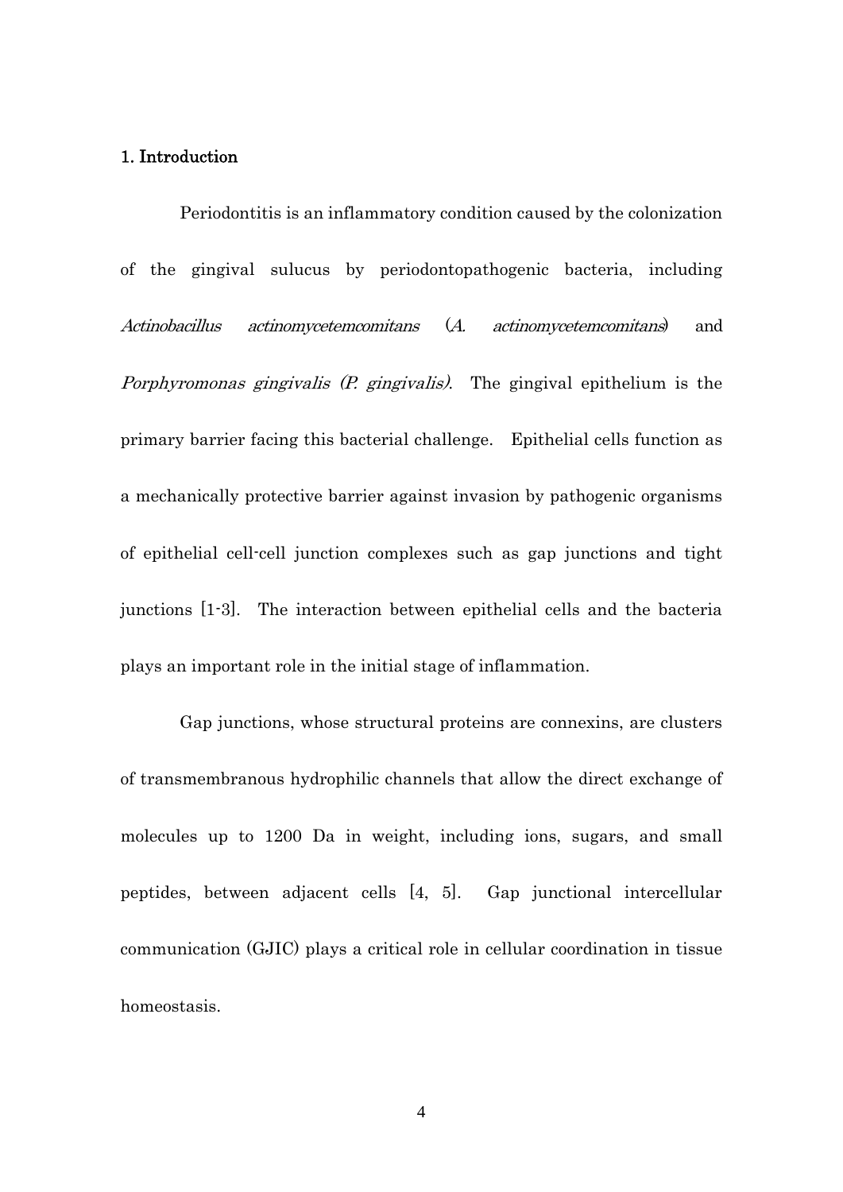## 1. Introduction

Periodontitis is an inflammatory condition caused by the colonization of the gingival sulucus by periodontopathogenic bacteria, including *Actinobacillus actinomycetemcomitans* (*A. actinomycetemcomitans*) and *Porphyromonas gingivalis (P. gingivalis)*. The gingival epithelium is the primary barrier facing this bacterial challenge. Epithelial cells function as a mechanically protective barrier against invasion by pathogenic organisms of epithelial cell-cell junction complexes such as gap junctions and tight junctions [1-3]. The interaction between epithelial cells and the bacteria plays an important role in the initial stage of inflammation.

Gap junctions, whose structural proteins are connexins, are clusters of transmembranous hydrophilic channels that allow the direct exchange of molecules up to 1200 Da in weight, including ions, sugars, and small peptides, between adjacent cells [4, 5]. Gap junctional intercellular communication (GJIC) plays a critical role in cellular coordination in tissue homeostasis.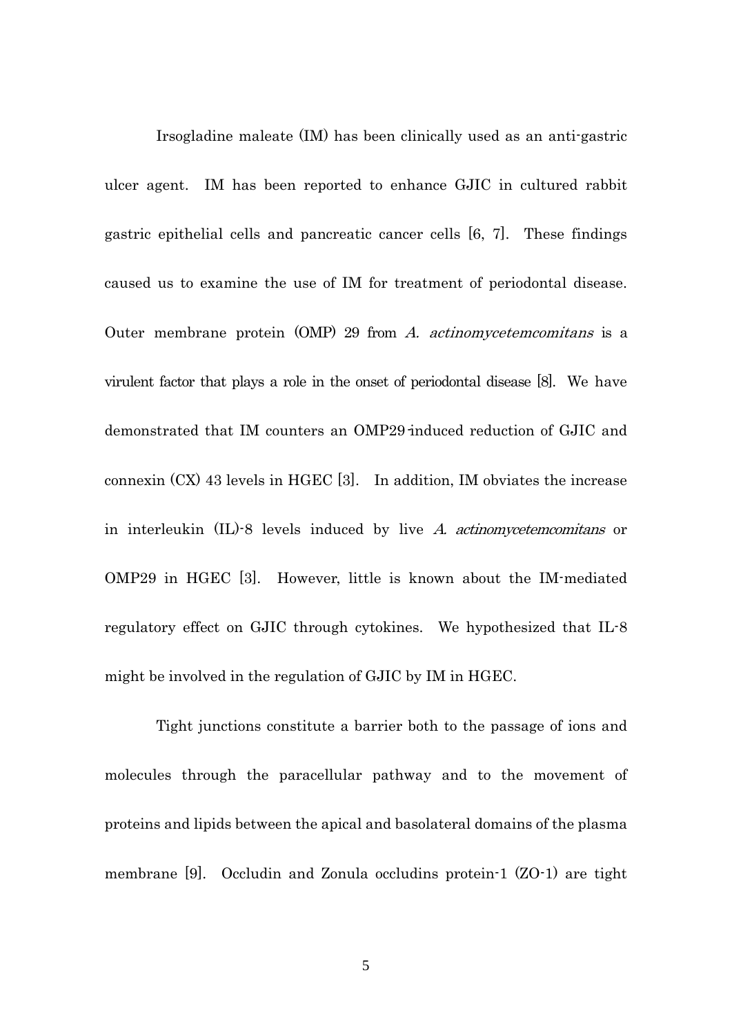Irsogladine maleate (IM) has been clinically used as an anti-gastric ulcer agent. IM has been reported to enhance GJIC in cultured rabbit gastric epithelial cells and pancreatic cancer cells [6, 7]. These findings caused us to examine the use of IM for treatment of periodontal disease. Outer membrane protein (OMP) 29 from *A. actinomycetemcomitans* is a virulent factor that plays a role in the onset of periodontal disease [8]. We have demonstrated that IM counters an OMP29-induced reduction of GJIC and connexin (CX) 43 levels in HGEC [3]. In addition, IM obviates the increase in interleukin (IL)-8 levels induced by live *A. actinomycetemcomitans* or OMP29 in HGEC [3]. However, little is known about the IM-mediated regulatory effect on GJIC through cytokines. We hypothesized that IL-8 might be involved in the regulation of GJIC by IM in HGEC.

Tight junctions constitute a barrier both to the passage of ions and molecules through the paracellular pathway and to the movement of proteins and lipids between the apical and basolateral domains of the plasma membrane [9]. Occludin and Zonula occludins protein-1 (ZO-1) are tight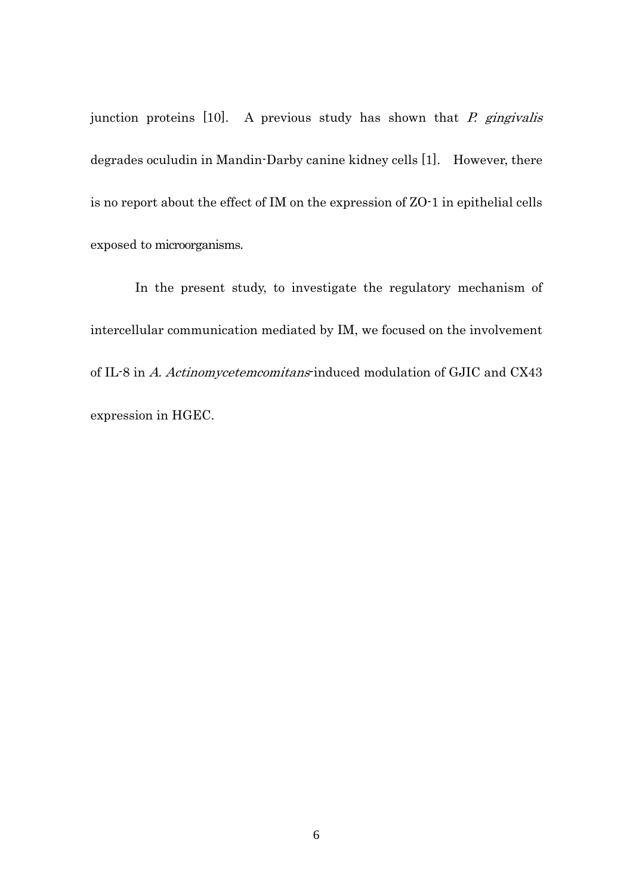junction proteins [10]. A previous study has shown that *P. gingivalis* degrades oculudin in Mandin-Darby canine kidney cells [1]. However, there is no report about the effect of IM on the expression of ZO-1 in epithelial cells exposed to microorganisms.

In the present study, to investigate the regulatory mechanism of intercellular communication mediated by IM, we focused on the involvement of IL-8 in *A. Actinomycetemcomitans*-induced modulation of GJIC and CX43 expression in HGEC.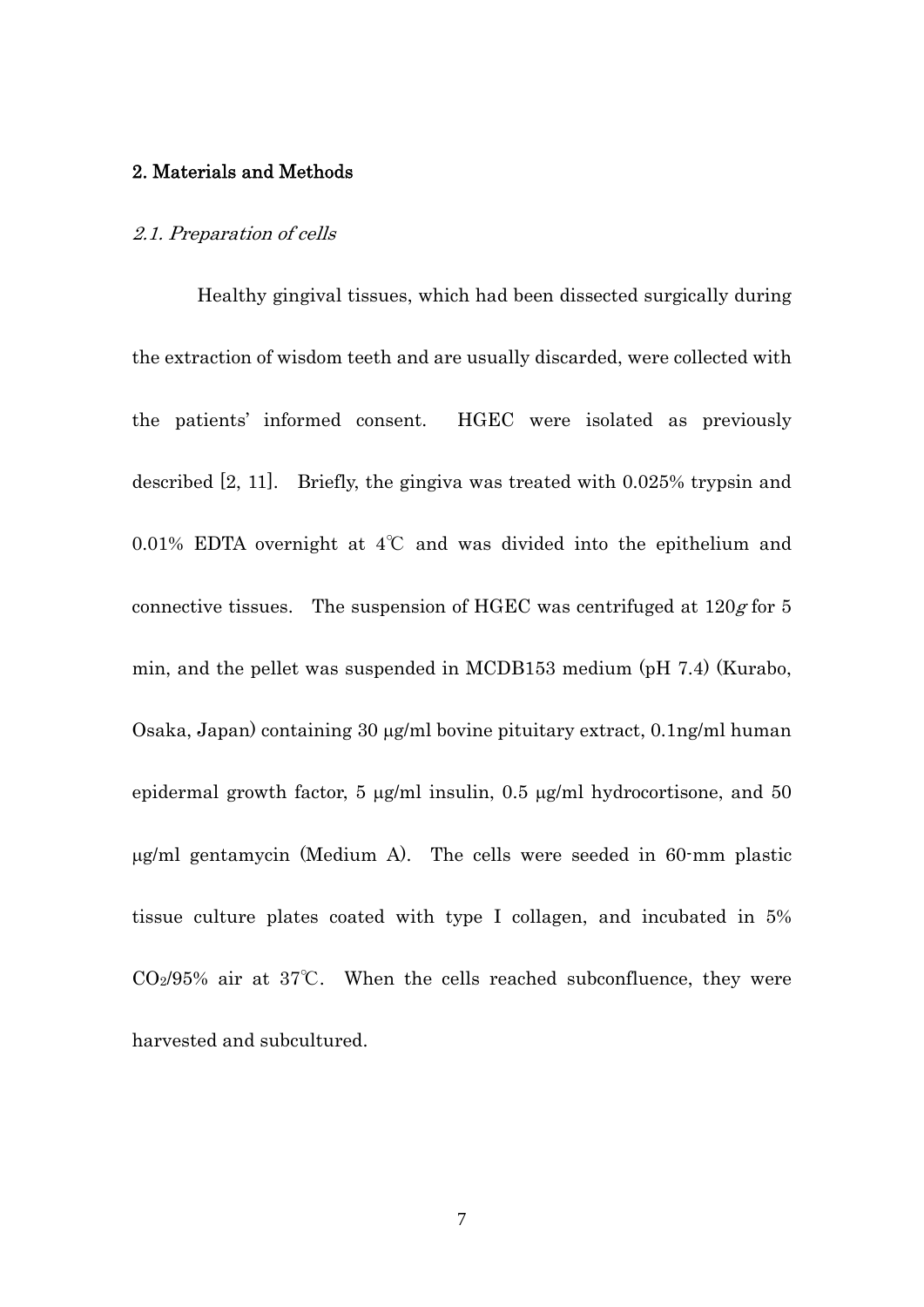## 2. Materials and Methods

### *2.1. Preparation of cells*

Healthy gingival tissues, which had been dissected surgically during the extraction of wisdom teeth and are usually discarded, were collected with the patients' informed consent. HGEC were isolated as previously described [2, 11]. Briefly, the gingiva was treated with 0.025% trypsin and 0.01% EDTA overnight at 4℃ and was divided into the epithelium and connective tissues. The suspension of HGEC was centrifuged at 120*g* for 5 min, and the pellet was suspended in MCDB153 medium (pH 7.4) (Kurabo, Osaka, Japan) containing 30 μg/ml bovine pituitary extract, 0.1ng/ml human epidermal growth factor, 5 μg/ml insulin, 0.5 μg/ml hydrocortisone, and 50 μg/ml gentamycin (Medium A). The cells were seeded in 60-mm plastic tissue culture plates coated with type I collagen, and incubated in 5% $CO_2$/95% air at 37℃. When the cells reached subconfluence, they were harvested and subcultured.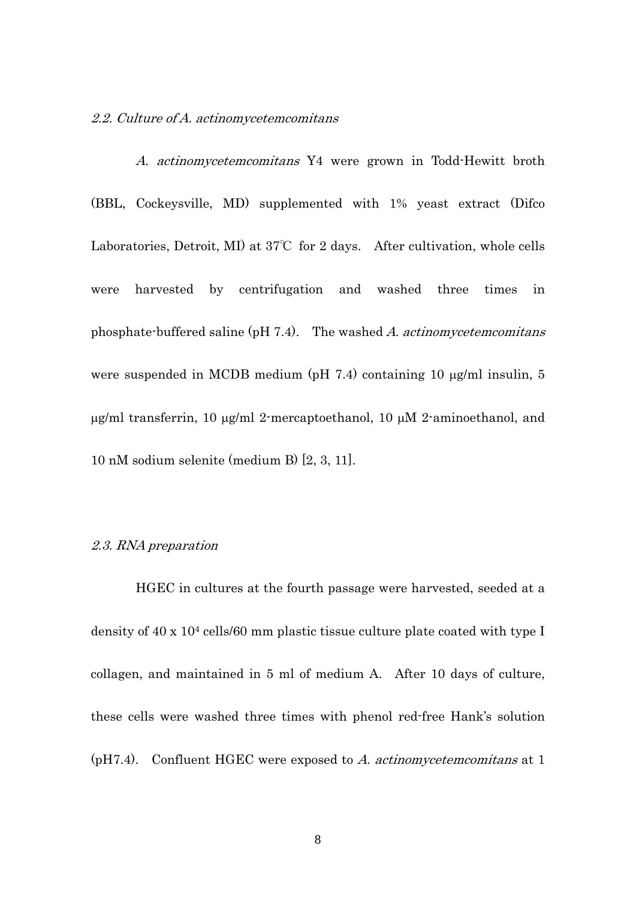### *2.2. Culture of A. actinomycetemcomitans*

*A. actinomycetemcomitans* Y4 were grown in Todd-Hewitt broth (BBL, Cockeysville, MD) supplemented with 1% yeast extract (Difco Laboratories, Detroit, MI) at 37℃ for 2 days. After cultivation, whole cells were harvested by centrifugation and washed three times in phosphate-buffered saline (pH 7.4). The washed *A. actinomycetemcomitans* were suspended in MCDB medium (pH 7.4) containing 10 μg/ml insulin, 5 μg/ml transferrin, 10 μg/ml 2-mercaptoethanol, 10 μM 2-aminoethanol, and 10 nM sodium selenite (medium B) [2, 3, 11].

### *2.3. RNA preparation*

HGEC in cultures at the fourth passage were harvested, seeded at a density of 40 x $10^4$ cells/60 mm plastic tissue culture plate coated with type I collagen, and maintained in 5 ml of medium A. After 10 days of culture, these cells were washed three times with phenol red-free Hank's solution (pH7.4). Confluent HGEC were exposed to *A. actinomycetemcomitans* at 1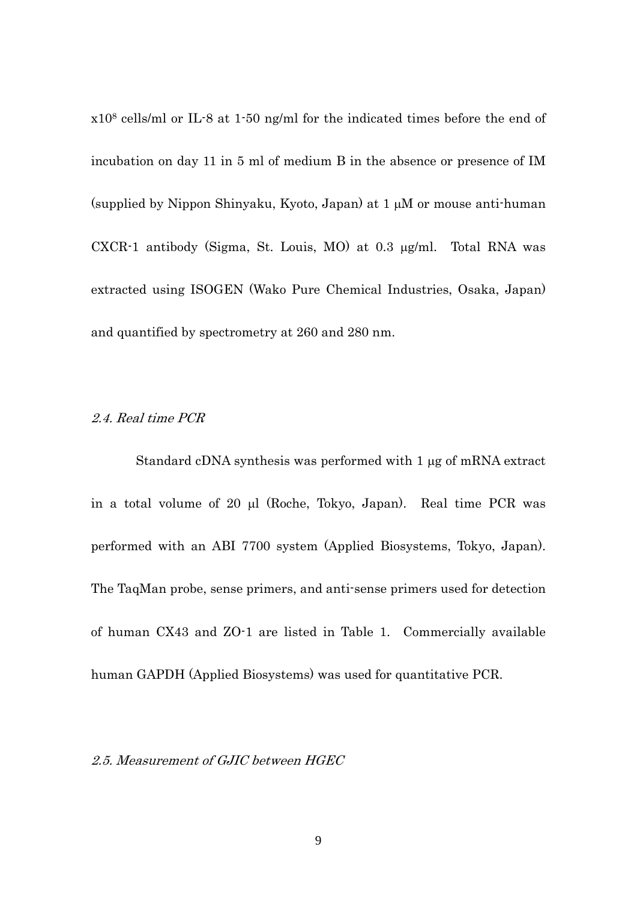$\times 10^8$ cells/ml or IL-8 at 1-50 ng/ml for the indicated times before the end of incubation on day 11 in 5 ml of medium B in the absence or presence of IM (supplied by Nippon Shinyaku, Kyoto, Japan) at 1 μM or mouse anti-human CXCR-1 antibody (Sigma, St. Louis, MO) at 0.3 μg/ml. Total RNA was extracted using ISOGEN (Wako Pure Chemical Industries, Osaka, Japan) and quantified by spectrometry at 260 and 280 nm.

### *2.4. Real time PCR*

Standard cDNA synthesis was performed with 1 μg of mRNA extract in a total volume of 20 μl (Roche, Tokyo, Japan). Real time PCR was performed with an ABI 7700 system (Applied Biosystems, Tokyo, Japan). The TaqMan probe, sense primers, and anti-sense primers used for detection of human CX43 and ZO-1 are listed in Table 1. Commercially available human GAPDH (Applied Biosystems) was used for quantitative PCR.

### *2.5. Measurement of GJIC between HGEC*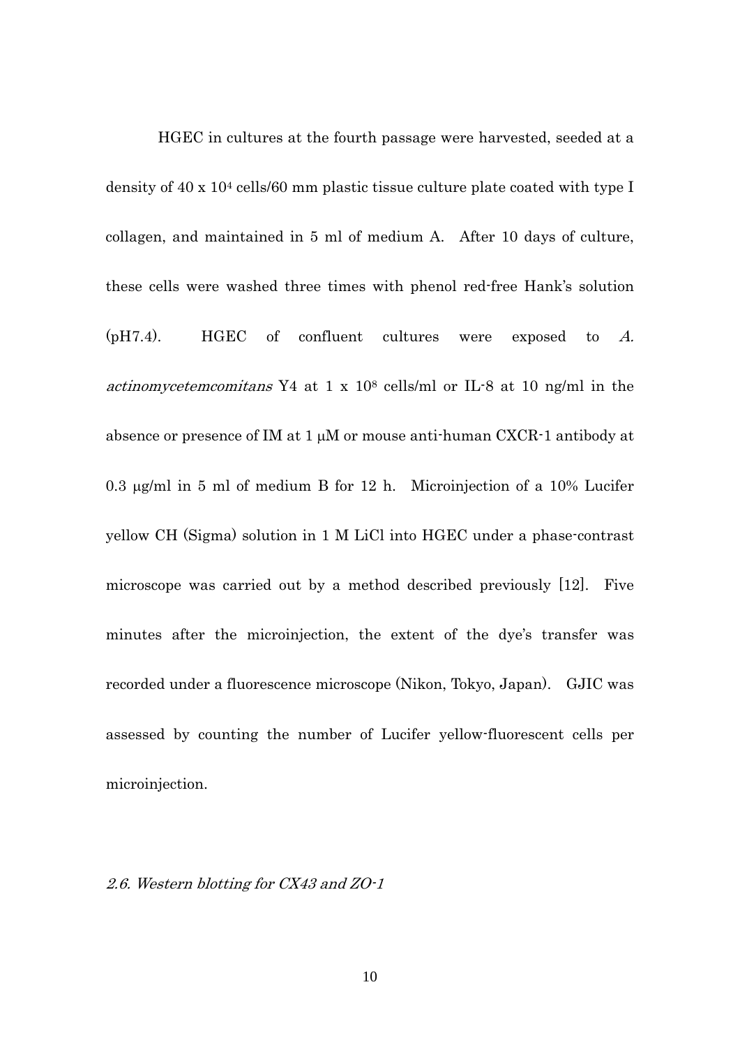HGEC in cultures at the fourth passage were harvested, seeded at a density of 40 x $10^4$ cells/60 mm plastic tissue culture plate coated with type I collagen, and maintained in 5 ml of medium A. After 10 days of culture, these cells were washed three times with phenol red-free Hank's solution (pH7.4). HGEC of confluent cultures were exposed to *A. actinomycetemcomitans* Y4 at 1 x $10^8$ cells/ml or IL-8 at 10 ng/ml in the absence or presence of IM at 1 μM or mouse anti-human CXCR-1 antibody at 0.3 μg/ml in 5 ml of medium B for 12 h. Microinjection of a 10% Lucifer yellow CH (Sigma) solution in 1 M LiCl into HGEC under a phase-contrast microscope was carried out by a method described previously [12]. Five minutes after the microinjection, the extent of the dye's transfer was recorded under a fluorescence microscope (Nikon, Tokyo, Japan). GJIC was assessed by counting the number of Lucifer yellow-fluorescent cells per microinjection.

### *2.6. Western blotting for CX43 and ZO-1*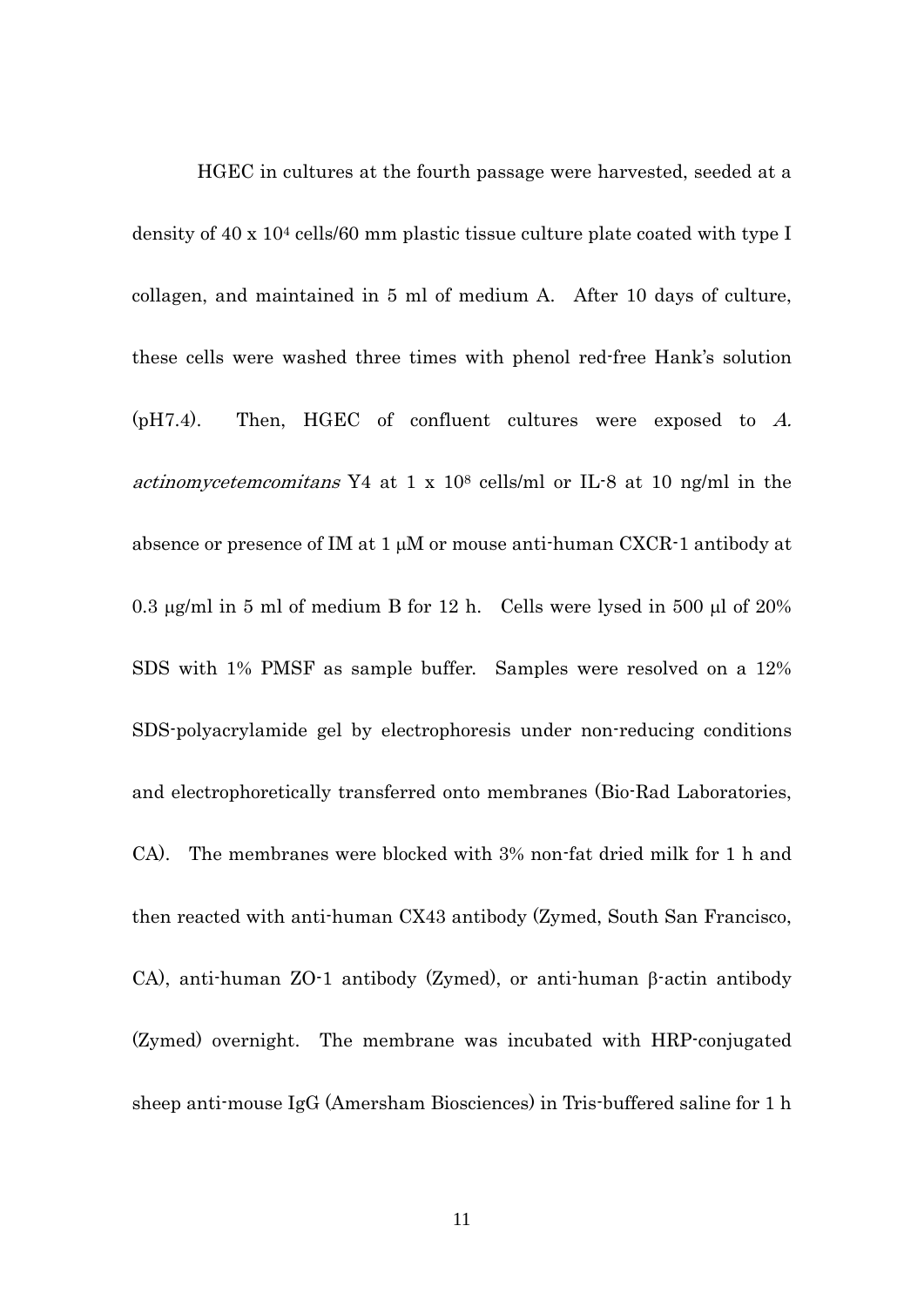HGEC in cultures at the fourth passage were harvested, seeded at a density of 40 x $10^4$ cells/60 mm plastic tissue culture plate coated with type I collagen, and maintained in 5 ml of medium A. After 10 days of culture, these cells were washed three times with phenol red-free Hank's solution (pH7.4). Then, HGEC of confluent cultures were exposed to *A. actinomycetemcomitans* Y4 at 1 x $10^8$ cells/ml or IL-8 at 10 ng/ml in the absence or presence of IM at 1 μM or mouse anti-human CXCR-1 antibody at 0.3 μg/ml in 5 ml of medium B for 12 h. Cells were lysed in 500 μl of 20% SDS with 1% PMSF as sample buffer. Samples were resolved on a 12% SDS-polyacrylamide gel by electrophoresis under non-reducing conditions and electrophoretically transferred onto membranes (Bio-Rad Laboratories, CA). The membranes were blocked with 3% non-fat dried milk for 1 h and then reacted with anti-human CX43 antibody (Zymed, South San Francisco, CA), anti-human ZO-1 antibody (Zymed), or anti-human β-actin antibody (Zymed) overnight. The membrane was incubated with HRP-conjugated sheep anti-mouse IgG (Amersham Biosciences) in Tris-buffered saline for 1 h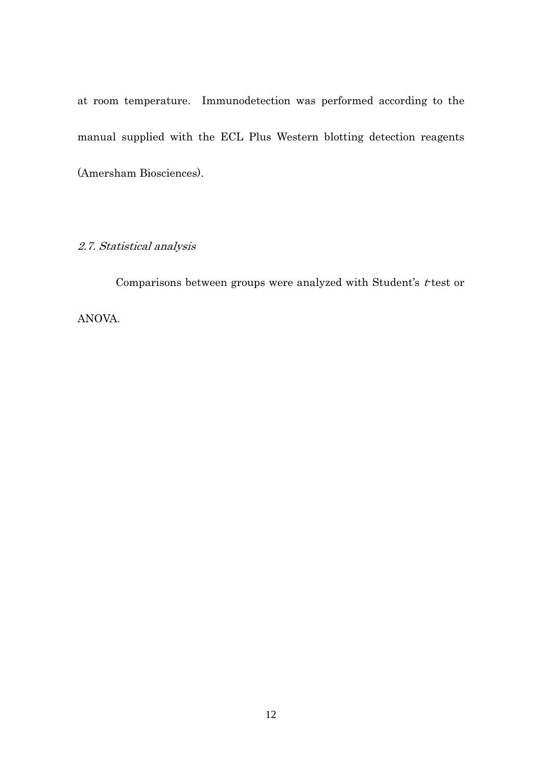at room temperature. Immunodetection was performed according to the manual supplied with the ECL Plus Western blotting detection reagents (Amersham Biosciences).

### *2.7. Statistical analysis*

Comparisons between groups were analyzed with Student's *t*-test or ANOVA.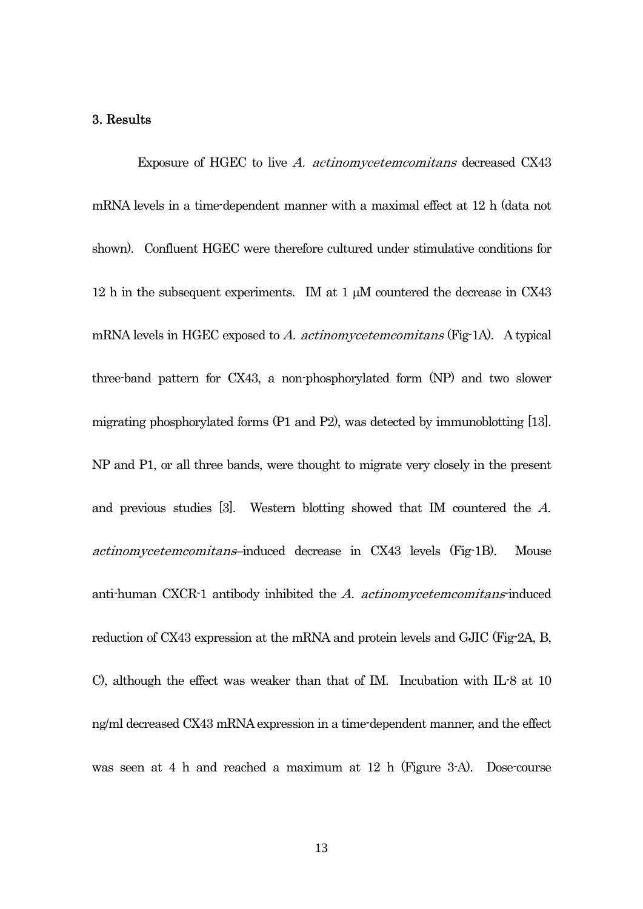### 3. Results

Exposure of HGEC to live *A. actinomycetemcomitans* decreased CX43 mRNA levels in a time-dependent manner with a maximal effect at 12 h (data not shown). Confluent HGEC were therefore cultured under stimulative conditions for 12 h in the subsequent experiments. IM at 1 μM countered the decrease in CX43 mRNA levels in HGEC exposed to *A. actinomycetemcomitans* (Fig-1A). A typical three-band pattern for CX43, a non-phosphorylated form (NP) and two slower migrating phosphorylated forms (P1 and P2), was detected by immunoblotting [13]. NP and P1, or all three bands, were thought to migrate very closely in the present and previous studies [3]. Western blotting showed that IM countered the *A. actinomycetemcomitans*–induced decrease in CX43 levels (Fig-1B). Mouse anti-human CXCR-1 antibody inhibited the *A. actinomycetemcomitans*-induced reduction of CX43 expression at the mRNA and protein levels and GJIC (Fig-2A, B, C), although the effect was weaker than that of IM. Incubation with IL-8 at 10 ng/ml decreased CX43 mRNA expression in a time-dependent manner, and the effect was seen at 4 h and reached a maximum at 12 h (Figure 3-A). Dose-course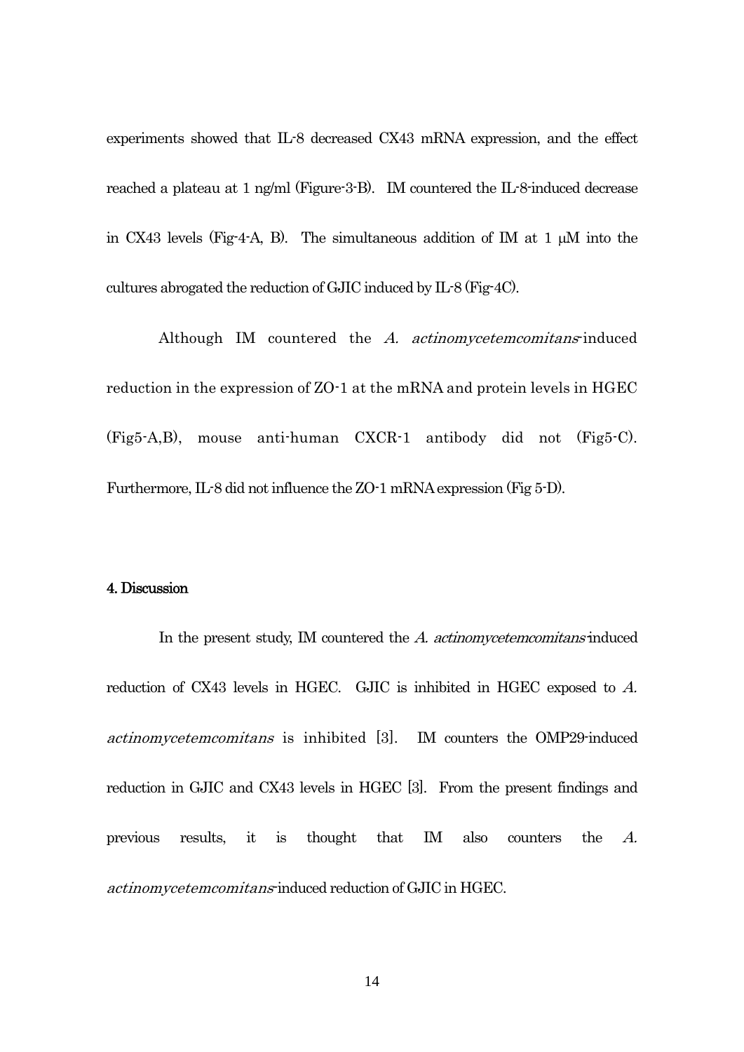experiments showed that IL-8 decreased CX43 mRNA expression, and the effect reached a plateau at 1 ng/ml (Figure-3-B). IM countered the IL-8-induced decrease in CX43 levels (Fig-4-A, B). The simultaneous addition of IM at 1 μM into the cultures abrogated the reduction of GJIC induced by IL-8 (Fig-4C).

Although IM countered the *A. actinomycetemcomitans*-induced reduction in the expression of ZO-1 at the mRNA and protein levels in HGEC (Fig5-A,B), mouse anti-human CXCR-1 antibody did not (Fig5-C). Furthermore, IL-8 did not influence the ZO-1 mRNA expression (Fig 5-D).

## 4. Discussion

In the present study, IM countered the *A. actinomycetemcomitans*-induced reduction of CX43 levels in HGEC. GJIC is inhibited in HGEC exposed to *A. actinomycetemcomitans* is inhibited [3]. IM counters the OMP29-induced reduction in GJIC and CX43 levels in HGEC [3]. From the present findings and previous results, it is thought that IM also counters the *A. actinomycetemcomitans*-induced reduction of GJIC in HGEC.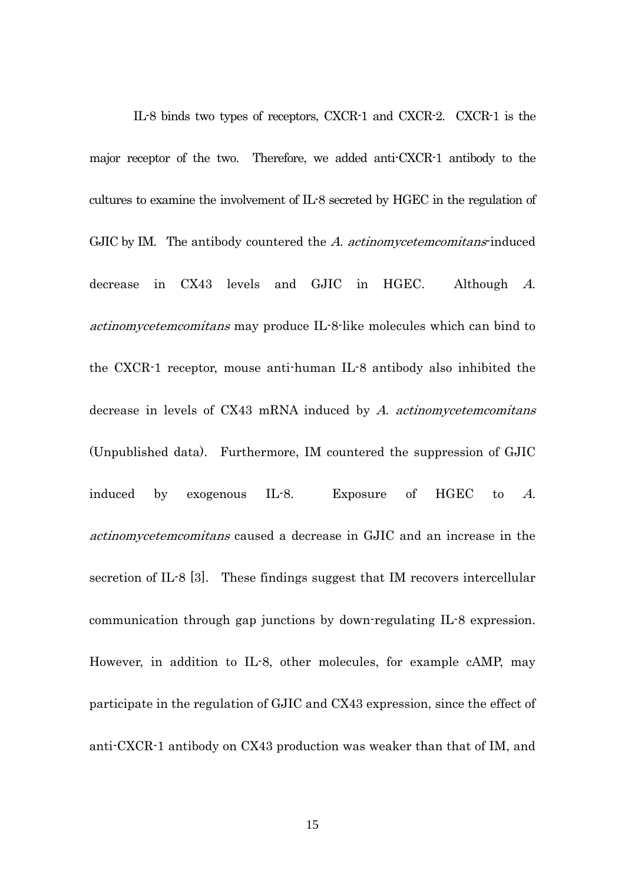IL-8 binds two types of receptors, CXCR-1 and CXCR-2. CXCR-1 is the major receptor of the two. Therefore, we added anti-CXCR-1 antibody to the cultures to examine the involvement of IL-8 secreted by HGEC in the regulation of GJIC by IM. The antibody countered the *A. actinomycetemcomitans*-induced decrease in CX43 levels and GJIC in HGEC. Although *A. actinomycetemcomitans* may produce IL-8-like molecules which can bind to the CXCR-1 receptor, mouse anti-human IL-8 antibody also inhibited the decrease in levels of CX43 mRNA induced by *A. actinomycetemcomitans* (Unpublished data). Furthermore, IM countered the suppression of GJIC induced by exogenous IL-8. Exposure of HGEC to *A. actinomycetemcomitans* caused a decrease in GJIC and an increase in the secretion of IL-8 [3]. These findings suggest that IM recovers intercellular communication through gap junctions by down-regulating IL-8 expression. However, in addition to IL-8, other molecules, for example cAMP, may participate in the regulation of GJIC and CX43 expression, since the effect of anti-CXCR-1 antibody on CX43 production was weaker than that of IM, and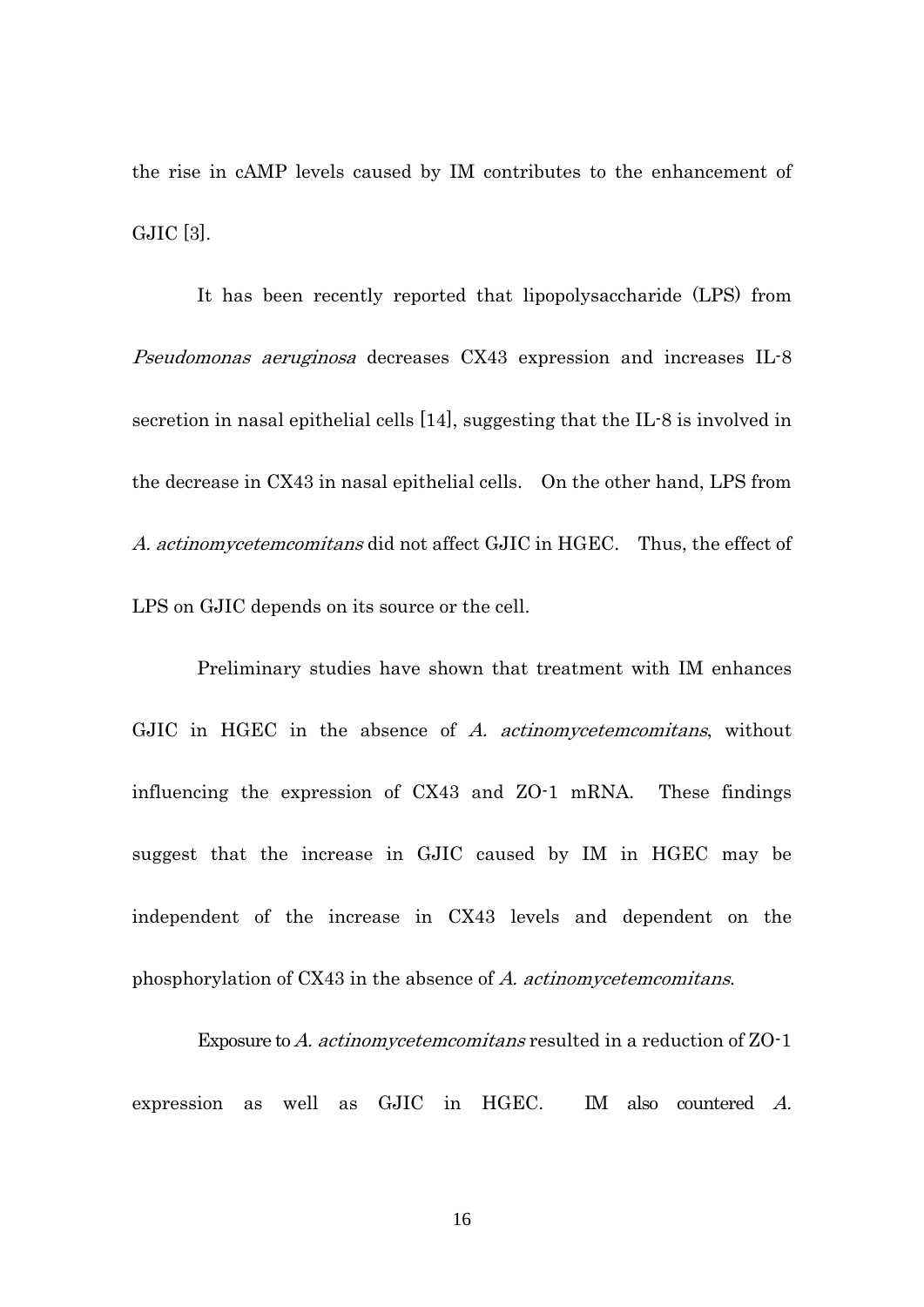the rise in cAMP levels caused by IM contributes to the enhancement of GJIC [3].

It has been recently reported that lipopolysaccharide (LPS) from *Pseudomonas aeruginosa* decreases CX43 expression and increases IL-8 secretion in nasal epithelial cells [14], suggesting that the IL-8 is involved in the decrease in CX43 in nasal epithelial cells. On the other hand, LPS from *A. actinomycetemcomitans* did not affect GJIC in HGEC. Thus, the effect of LPS on GJIC depends on its source or the cell.

Preliminary studies have shown that treatment with IM enhances GJIC in HGEC in the absence of *A. actinomycetemcomitans*, without influencing the expression of CX43 and ZO-1 mRNA. These findings suggest that the increase in GJIC caused by IM in HGEC may be independent of the increase in CX43 levels and dependent on the phosphorylation of CX43 in the absence of *A. actinomycetemcomitans*.

Exposure to *A. actinomycetemcomitans* resulted in a reduction of ZO-1 expression as well as GJIC in HGEC. IM also countered *A.*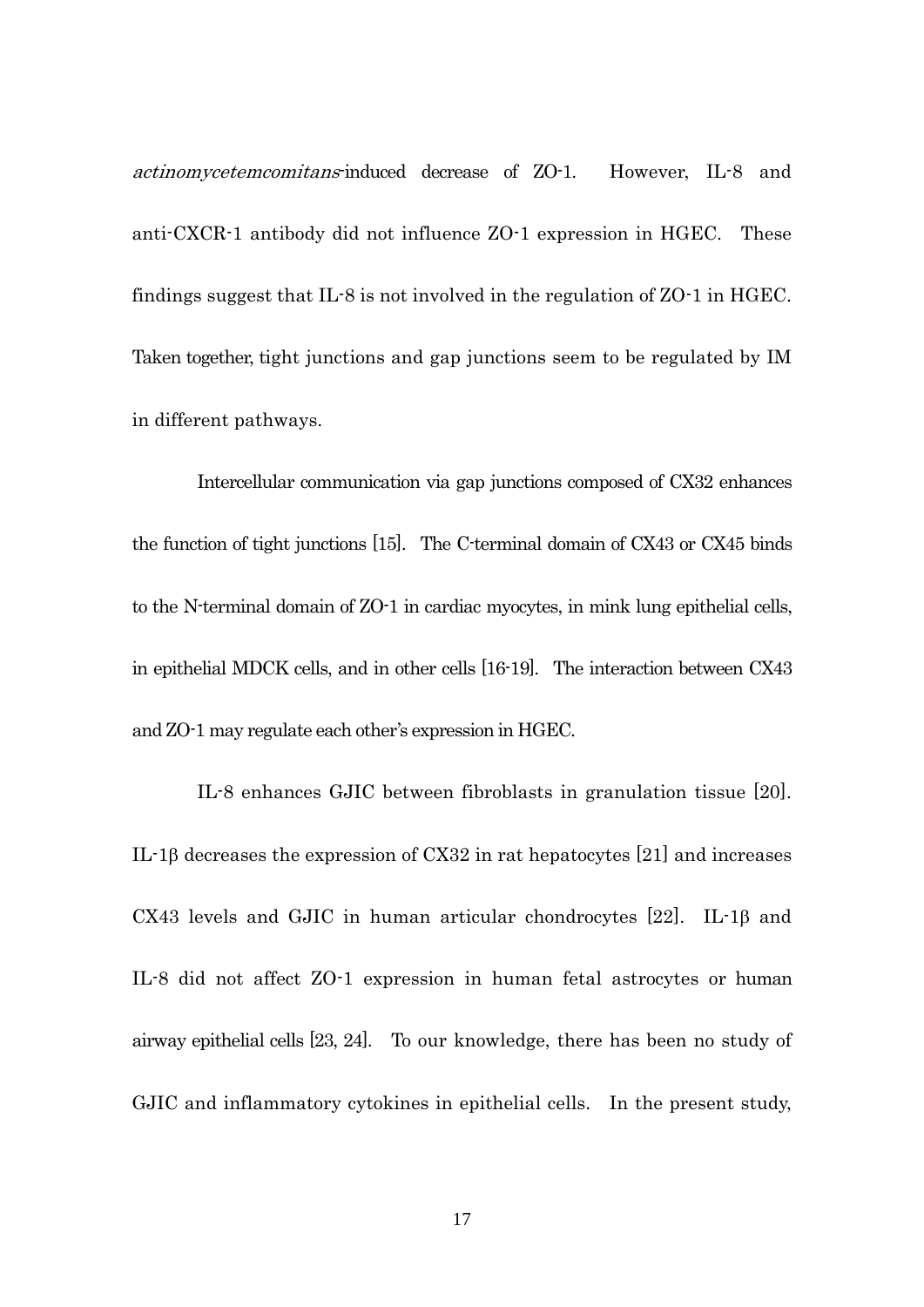*actinomycetemcomitans*-induced decrease of ZO-1. However, IL-8 and anti-CXCR-1 antibody did not influence ZO-1 expression in HGEC. These findings suggest that IL-8 is not involved in the regulation of ZO-1 in HGEC. Taken together, tight junctions and gap junctions seem to be regulated by IM in different pathways.

Intercellular communication via gap junctions composed of CX32 enhances the function of tight junctions [15]. The C-terminal domain of CX43 or CX45 binds to the N-terminal domain of ZO-1 in cardiac myocytes, in mink lung epithelial cells, in epithelial MDCK cells, and in other cells [16-19]. The interaction between CX43 and ZO-1 may regulate each other's expression in HGEC.

IL-8 enhances GJIC between fibroblasts in granulation tissue [20]. IL-1β decreases the expression of CX32 in rat hepatocytes [21] and increases CX43 levels and GJIC in human articular chondrocytes [22]. IL-1β and IL-8 did not affect ZO-1 expression in human fetal astrocytes or human airway epithelial cells [23, 24]. To our knowledge, there has been no study of GJIC and inflammatory cytokines in epithelial cells. In the present study,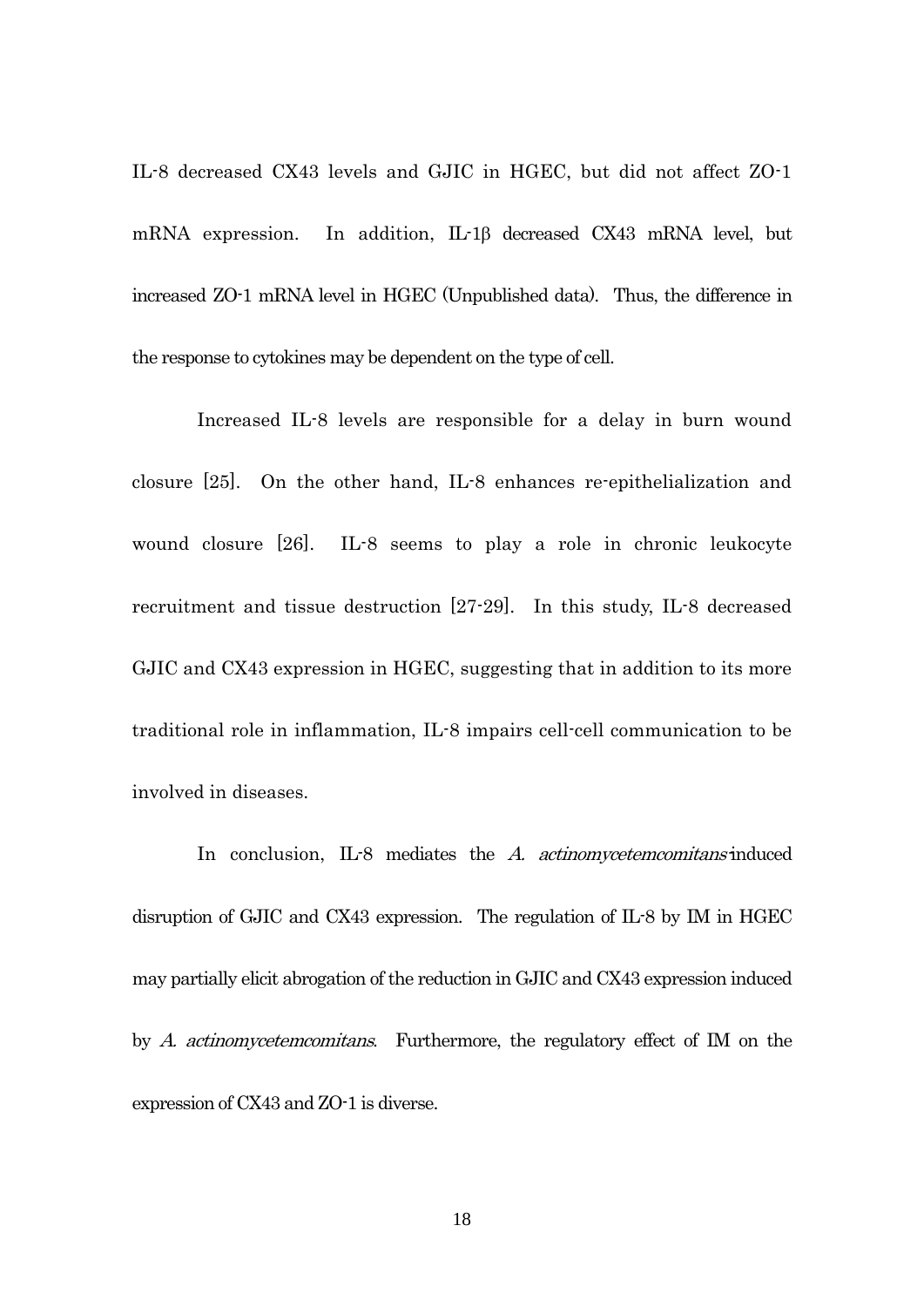IL-8 decreased CX43 levels and GJIC in HGEC, but did not affect ZO-1 mRNA expression. In addition, IL-1β decreased CX43 mRNA level, but increased ZO-1 mRNA level in HGEC (Unpublished data). Thus, the difference in the response to cytokines may be dependent on the type of cell.

Increased IL-8 levels are responsible for a delay in burn wound closure [25]. On the other hand, IL-8 enhances re-epithelialization and wound closure [26]. IL-8 seems to play a role in chronic leukocyte recruitment and tissue destruction [27-29]. In this study, IL-8 decreased GJIC and CX43 expression in HGEC, suggesting that in addition to its more traditional role in inflammation, IL-8 impairs cell-cell communication to be involved in diseases.

In conclusion, IL-8 mediates the *A. actinomycetemcomitans*-induced disruption of GJIC and CX43 expression. The regulation of IL-8 by IM in HGEC may partially elicit abrogation of the reduction in GJIC and CX43 expression induced by *A. actinomycetemcomitans*. Furthermore, the regulatory effect of IM on the expression of CX43 and ZO-1 is diverse.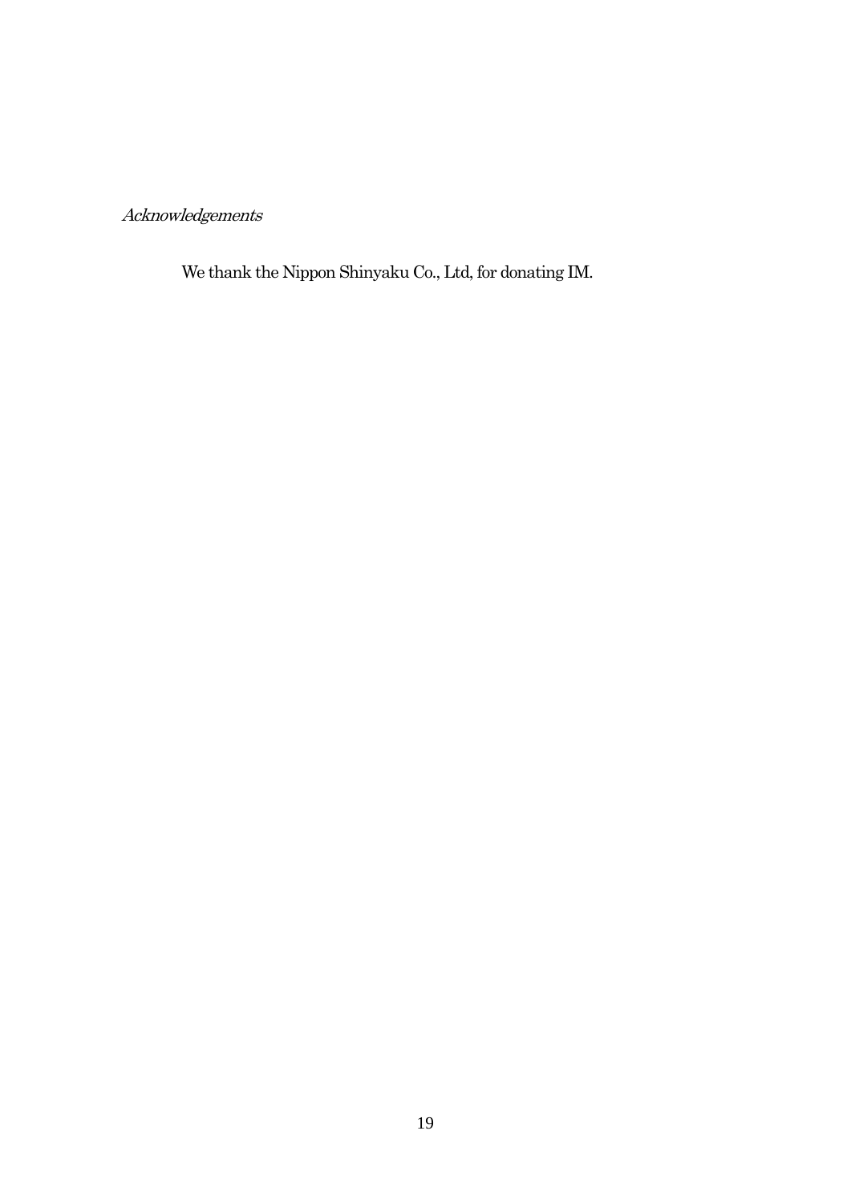*Acknowledgements*

We thank the Nippon Shinyaku Co., Ltd, for donating IM.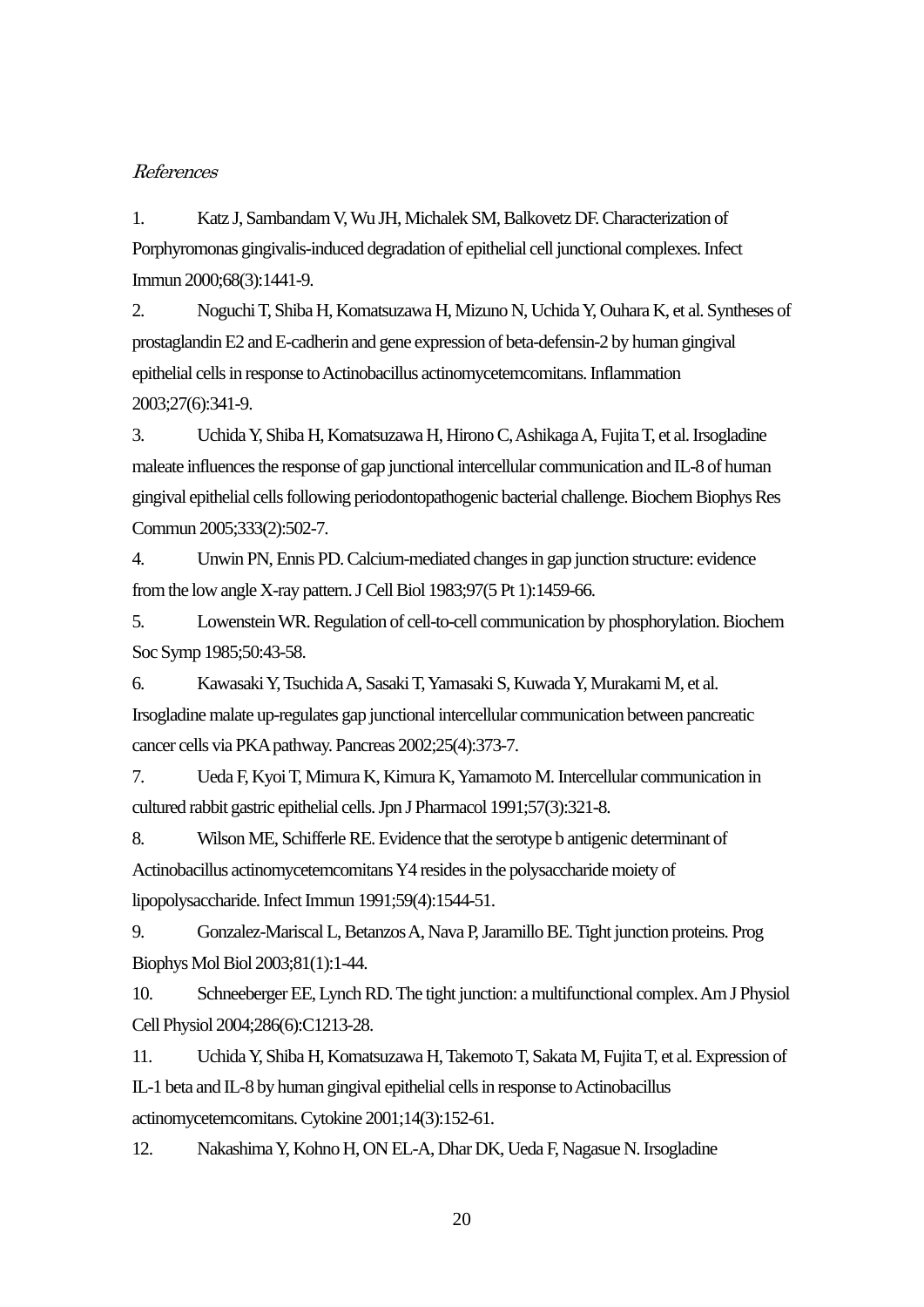*References*

1. Katz J, Sambandam V, Wu JH, Michalek SM, Balkovetz DF. Characterization of Porphyromonas gingivalis-induced degradation of epithelial cell junctional complexes. Infect Immun 2000;68(3):1441-9.

2. Noguchi T, Shiba H, Komatsuzawa H, Mizuno N, Uchida Y, Ouhara K, et al. Syntheses of prostaglandin E2 and E-cadherin and gene expression of beta-defensin-2 by human gingival epithelial cells in response to Actinobacillus actinomycetemcomitans. Inflammation 2003;27(6):341-9.

3. Uchida Y, Shiba H, Komatsuzawa H, Hirono C, Ashikaga A, Fujita T, et al. Irsogladine maleate influences the response of gap junctional intercellular communication and IL-8 of human gingival epithelial cells following periodontopathogenic bacterial challenge. Biochem Biophys Res Commun 2005;333(2):502-7.

4. Unwin PN, Ennis PD. Calcium-mediated changes in gap junction structure: evidence from the low angle X-ray pattern. J Cell Biol 1983;97(5 Pt 1):1459-66.

5. Lowenstein WR. Regulation of cell-to-cell communication by phosphorylation. Biochem Soc Symp 1985;50:43-58.

6. Kawasaki Y, Tsuchida A, Sasaki T, Yamasaki S, Kuwada Y, Murakami M, et al. Irsogladine malate up-regulates gap junctional intercellular communication between pancreatic cancer cells via PKA pathway. Pancreas 2002;25(4):373-7.

7. Ueda F, Kyoi T, Mimura K, Kimura K, Yamamoto M. Intercellular communication in cultured rabbit gastric epithelial cells. Jpn J Pharmacol 1991;57(3):321-8.

8. Wilson ME, Schifferle RE. Evidence that the serotype b antigenic determinant of Actinobacillus actinomycetemcomitans Y4 resides in the polysaccharide moiety of lipopolysaccharide. Infect Immun 1991;59(4):1544-51.

9. Gonzalez-Mariscal L, Betanzos A, Nava P, Jaramillo BE. Tight junction proteins. Prog Biophys Mol Biol 2003;81(1):1-44.

10. Schneeberger EE, Lynch RD. The tight junction: a multifunctional complex. Am J Physiol Cell Physiol 2004;286(6):C1213-28.

11. Uchida Y, Shiba H, Komatsuzawa H, Takemoto T, Sakata M, Fujita T, et al. Expression of IL-1 beta and IL-8 by human gingival epithelial cells in response to Actinobacillus actinomycetemcomitans. Cytokine 2001;14(3):152-61.

12. Nakashima Y, Kohno H, ON EL-A, Dhar DK, Ueda F, Nagasue N. Irsogladine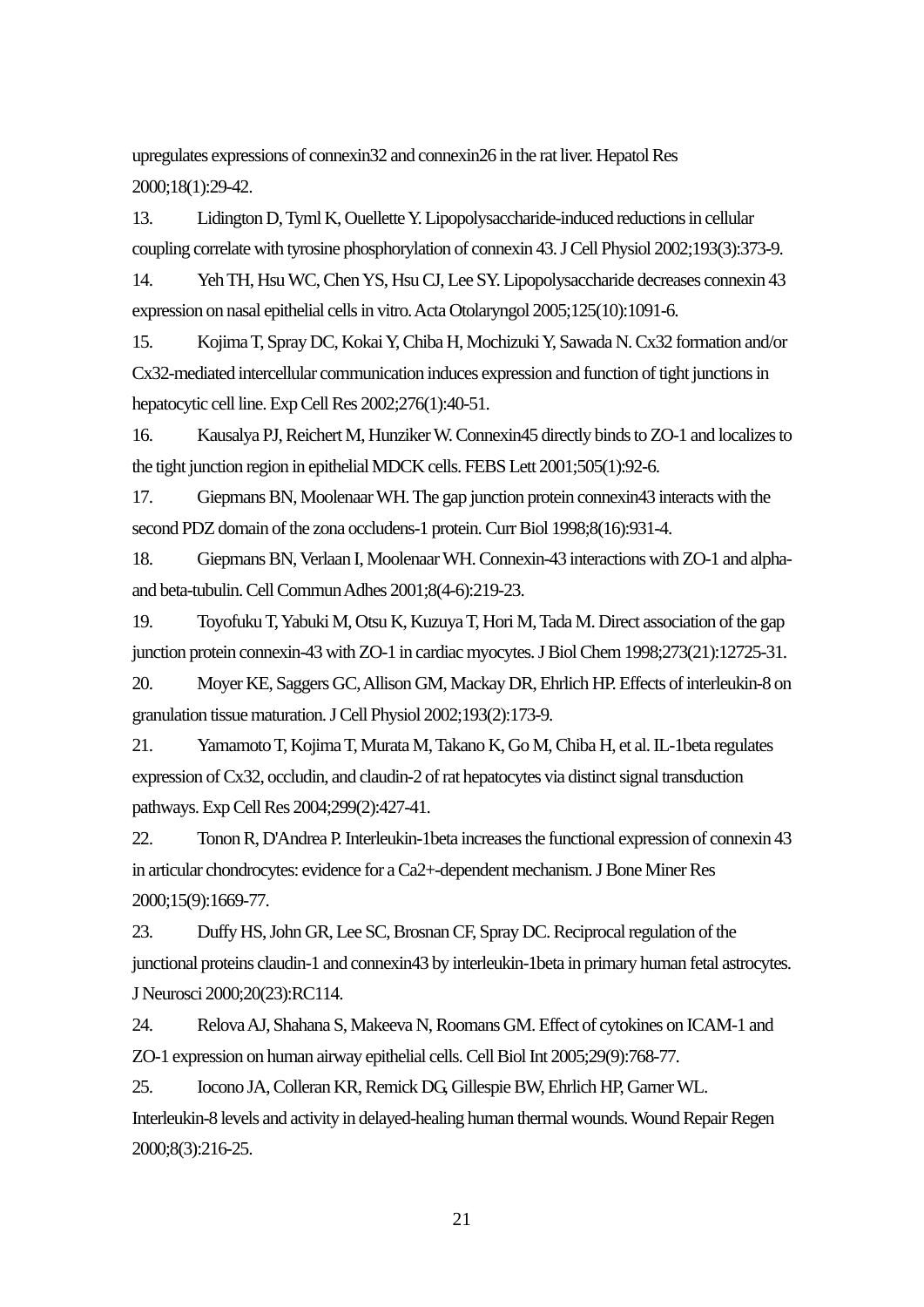upregulates expressions of connexin32 and connexin26 in the rat liver. Hepatol Res 2000;18(1):29-42.

13. Lidington D, Tyml K, Ouellette Y. Lipopolysaccharide-induced reductions in cellular coupling correlate with tyrosine phosphorylation of connexin 43. J Cell Physiol 2002;193(3):373-9.

14. Yeh TH, Hsu WC, Chen YS, Hsu CJ, Lee SY. Lipopolysaccharide decreases connexin 43 expression on nasal epithelial cells in vitro. Acta Otolaryngol 2005;125(10):1091-6.

15. Kojima T, Spray DC, Kokai Y, Chiba H, Mochizuki Y, Sawada N. Cx32 formation and/or Cx32-mediated intercellular communication induces expression and function of tight junctions in hepatocytic cell line. Exp Cell Res 2002;276(1):40-51.

16. Kausalya PJ, Reichert M, Hunziker W. Connexin45 directly binds to ZO-1 and localizes to the tight junction region in epithelial MDCK cells. FEBS Lett 2001;505(1):92-6.

17. Giepmans BN, Moolenaar WH. The gap junction protein connexin43 interacts with the second PDZ domain of the zona occludens-1 protein. Curr Biol 1998;8(16):931-4.

18. Giepmans BN, Verlaan I, Moolenaar WH. Connexin-43 interactions with ZO-1 and alpha- and beta-tubulin. Cell Commun Adhes 2001;8(4-6):219-23.

19. Toyofuku T, Yabuki M, Otsu K, Kuzuya T, Hori M, Tada M. Direct association of the gap junction protein connexin-43 with ZO-1 in cardiac myocytes. J Biol Chem 1998;273(21):12725-31.

20. Moyer KE, Saggers GC, Allison GM, Mackay DR, Ehrlich HP. Effects of interleukin-8 on granulation tissue maturation. J Cell Physiol 2002;193(2):173-9.

21. Yamamoto T, Kojima T, Murata M, Takano K, Go M, Chiba H, et al. IL-1beta regulates expression of Cx32, occludin, and claudin-2 of rat hepatocytes via distinct signal transduction pathways. Exp Cell Res 2004;299(2):427-41.

22. Tonon R, D'Andrea P. Interleukin-1beta increases the functional expression of connexin 43 in articular chondrocytes: evidence for a Ca2+-dependent mechanism. J Bone Miner Res 2000;15(9):1669-77.

23. Duffy HS, John GR, Lee SC, Brosnan CF, Spray DC. Reciprocal regulation of the junctional proteins claudin-1 and connexin43 by interleukin-1beta in primary human fetal astrocytes. J Neurosci 2000;20(23):RC114.

24. Relova AJ, Shahana S, Makeeva N, Roomans GM. Effect of cytokines on ICAM-1 and ZO-1 expression on human airway epithelial cells. Cell Biol Int 2005;29(9):768-77.

25. Iocono JA, Colleran KR, Remick DG, Gillespie BW, Ehrlich HP, Garner WL. Interleukin-8 levels and activity in delayed-healing human thermal wounds. Wound Repair Regen 2000;8(3):216-25.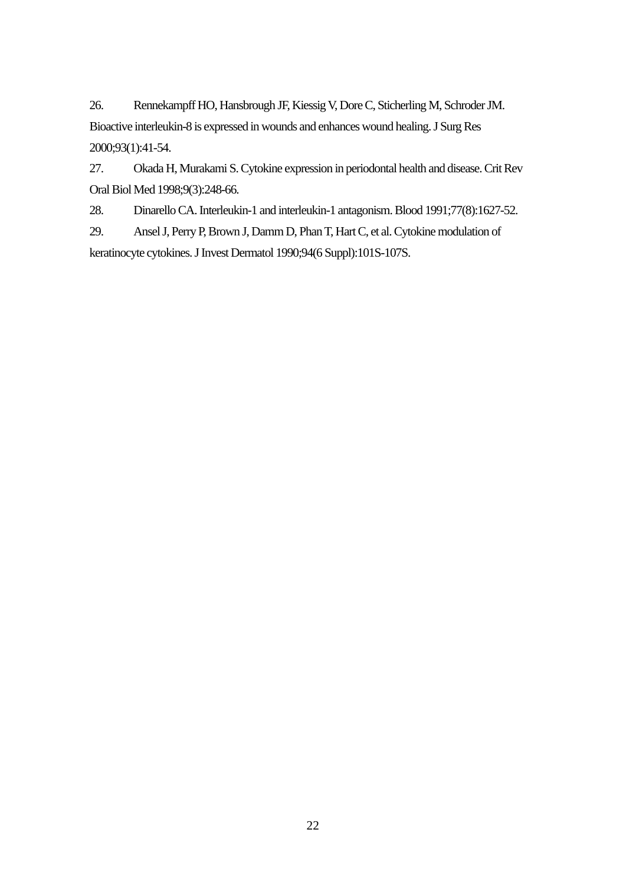26. Rennekampff HO, Hansbrough JF, Kiessig V, Dore C, Sticherling M, Schroder JM. Bioactive interleukin-8 is expressed in wounds and enhances wound healing. J Surg Res 2000;93(1):41-54.

27. Okada H, Murakami S. Cytokine expression in periodontal health and disease. Crit Rev Oral Biol Med 1998;9(3):248-66.

28. Dinarello CA. Interleukin-1 and interleukin-1 antagonism. Blood 1991;77(8):1627-52.

29. Ansel J, Perry P, Brown J, Damm D, Phan T, Hart C, et al. Cytokine modulation of keratinocyte cytokines. J Invest Dermatol 1990;94(6 Suppl):101S-107S.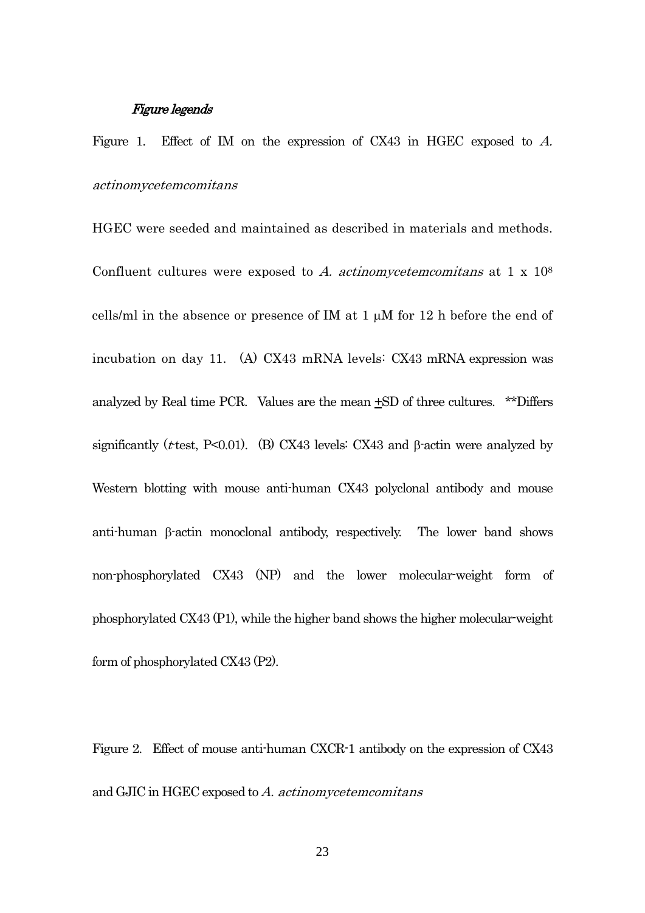## *Figure legends*

Figure 1. Effect of IM on the expression of CX43 in HGEC exposed to *A. actinomycetemcomitans*

HGEC were seeded and maintained as described in materials and methods. Confluent cultures were exposed to *A. actinomycetemcomitans* at 1 x $10^8$ cells/ml in the absence or presence of IM at 1 μM for 12 h before the end of incubation on day 11. (A) CX43 mRNA levels: CX43 mRNA expression was analyzed by Real time PCR. Values are the mean ±SD of three cultures. **Differs significantly (*t*-test, P<0.01). (B) CX43 levels: CX43 and β-actin were analyzed by Western blotting with mouse anti-human CX43 polyclonal antibody and mouse anti-human β-actin monoclonal antibody, respectively. The lower band shows non-phosphorylated CX43 (NP) and the lower molecular-weight form of phosphorylated CX43 (P1), while the higher band shows the higher molecular-weight form of phosphorylated CX43 (P2).

Figure 2. Effect of mouse anti-human CXCR-1 antibody on the expression of CX43 and GJIC in HGEC exposed to *A. actinomycetemcomitans*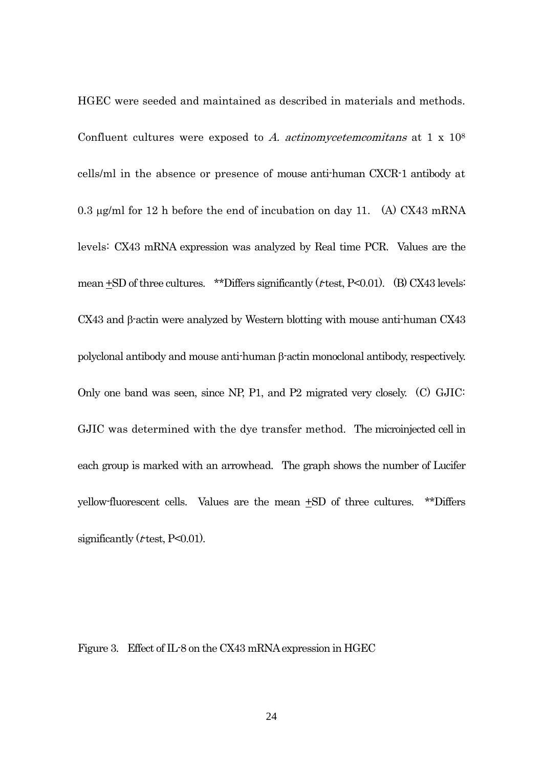HGEC were seeded and maintained as described in materials and methods. Confluent cultures were exposed to *A. actinomycetemcomitans* at 1 x $10^8$ cells/ml in the absence or presence of mouse anti-human CXCR-1 antibody at 0.3 μg/ml for 12 h before the end of incubation on day 11. (A) CX43 mRNA levels: CX43 mRNA expression was analyzed by Real time PCR. Values are the mean ±SD of three cultures. **Differs significantly (*t*-test, $P<0.01$). (B) CX43 levels: CX43 and β-actin were analyzed by Western blotting with mouse anti-human CX43 polyclonal antibody and mouse anti-human β-actin monoclonal antibody, respectively. Only one band was seen, since NP, P1, and P2 migrated very closely. (C) GJIC: GJIC was determined with the dye transfer method. The microinjected cell in each group is marked with an arrowhead. The graph shows the number of Lucifer yellow-fluorescent cells. Values are the mean ±SD of three cultures. **Differs significantly (*t*-test, $P<0.01$).

Figure 3. Effect of IL-8 on the CX43 mRNA expression in HGEC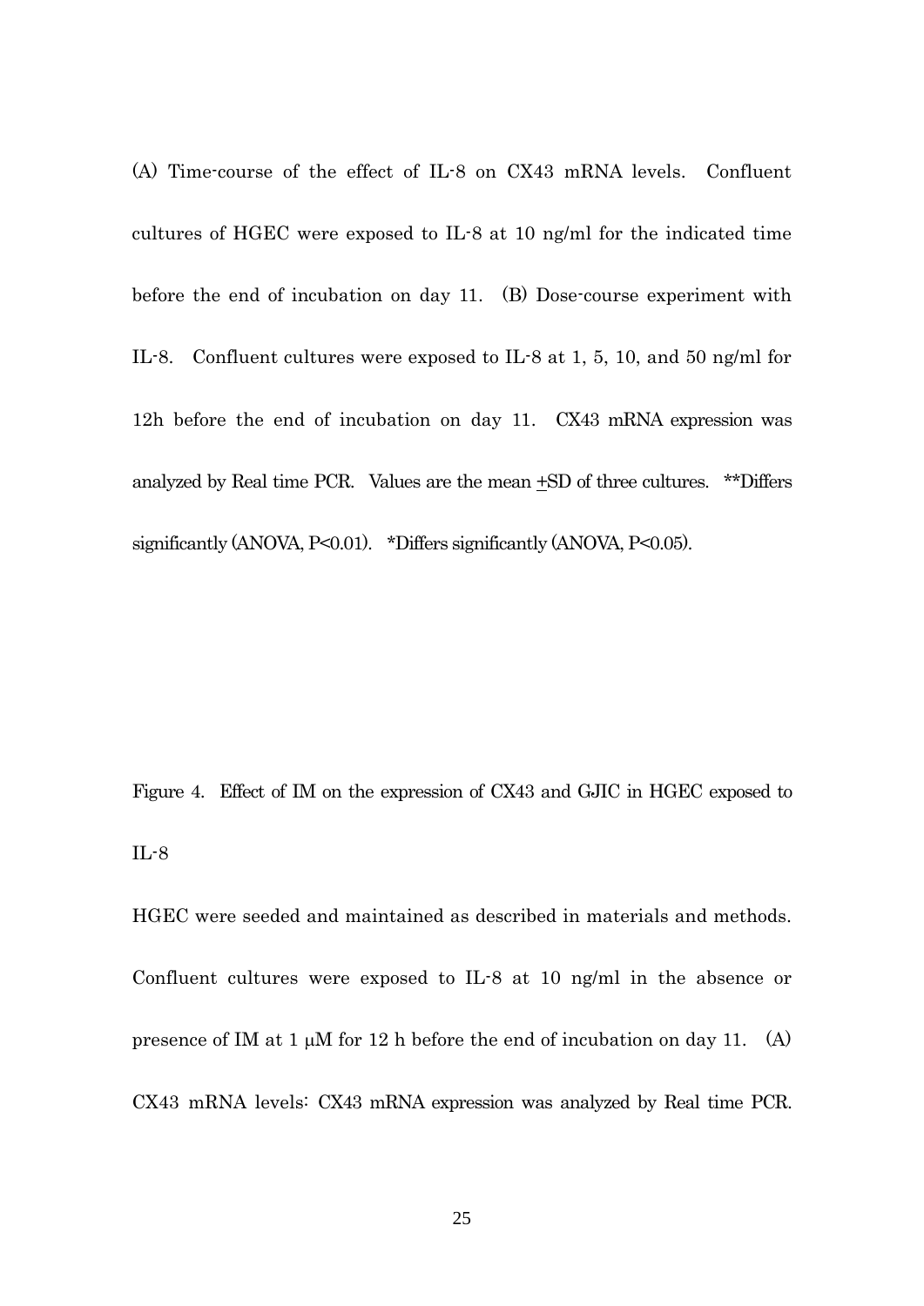(A) Time-course of the effect of IL-8 on CX43 mRNA levels. Confluent cultures of HGEC were exposed to IL-8 at 10 ng/ml for the indicated time before the end of incubation on day 11. (B) Dose-course experiment with IL-8. Confluent cultures were exposed to IL-8 at 1, 5, 10, and 50 ng/ml for 12h before the end of incubation on day 11. CX43 mRNA expression was analyzed by Real time PCR. Values are the mean ±SD of three cultures. **Differs significantly (ANOVA, $P<0.01$). *Differs significantly (ANOVA, $P<0.05$).

Figure 4. Effect of IM on the expression of CX43 and GJIC in HGEC exposed to IL-8

HGEC were seeded and maintained as described in materials and methods. Confluent cultures were exposed to IL-8 at 10 ng/ml in the absence or presence of IM at 1 μM for 12 h before the end of incubation on day 11. (A) CX43 mRNA levels: CX43 mRNA expression was analyzed by Real time PCR.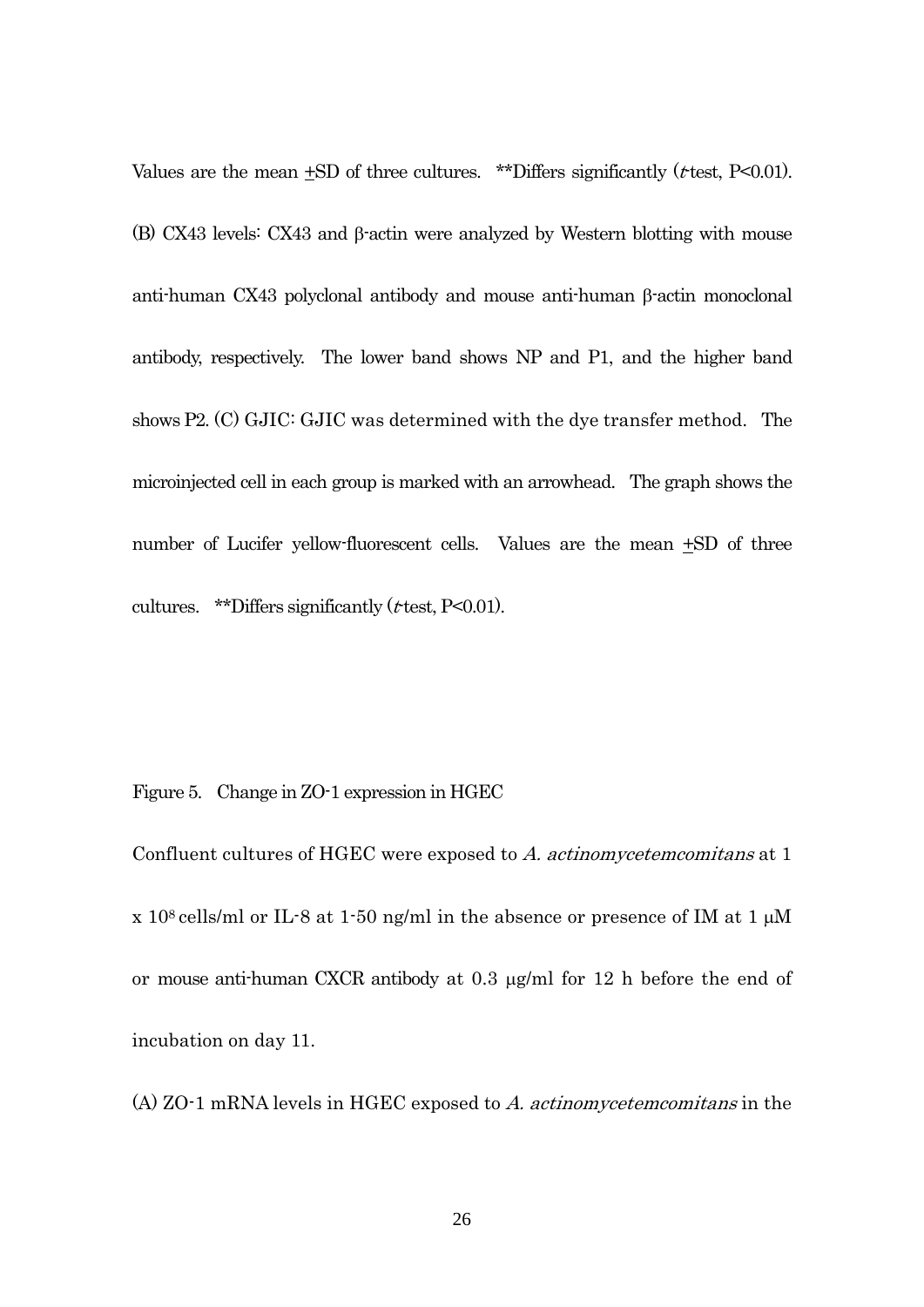Values are the mean ±SD of three cultures. **Differs significantly (*t*-test, P<0.01). (B) CX43 levels: CX43 and β-actin were analyzed by Western blotting with mouse anti-human CX43 polyclonal antibody and mouse anti-human β-actin monoclonal antibody, respectively. The lower band shows NP and P1, and the higher band shows P2. (C) GJIC: GJIC was determined with the dye transfer method. The microinjected cell in each group is marked with an arrowhead. The graph shows the number of Lucifer yellow-fluorescent cells. Values are the mean ±SD of three cultures. **Differs significantly (*t*-test, P<0.01).

Figure 5. Change in ZO-1 expression in HGEC

Confluent cultures of HGEC were exposed to *A. actinomycetemcomitans* at 1 x $10^8$ cells/ml or IL-8 at 1-50 ng/ml in the absence or presence of IM at 1 μM or mouse anti-human CXCR antibody at 0.3 μg/ml for 12 h before the end of incubation on day 11.

(A) ZO-1 mRNA levels in HGEC exposed to *A. actinomycetemcomitans* in the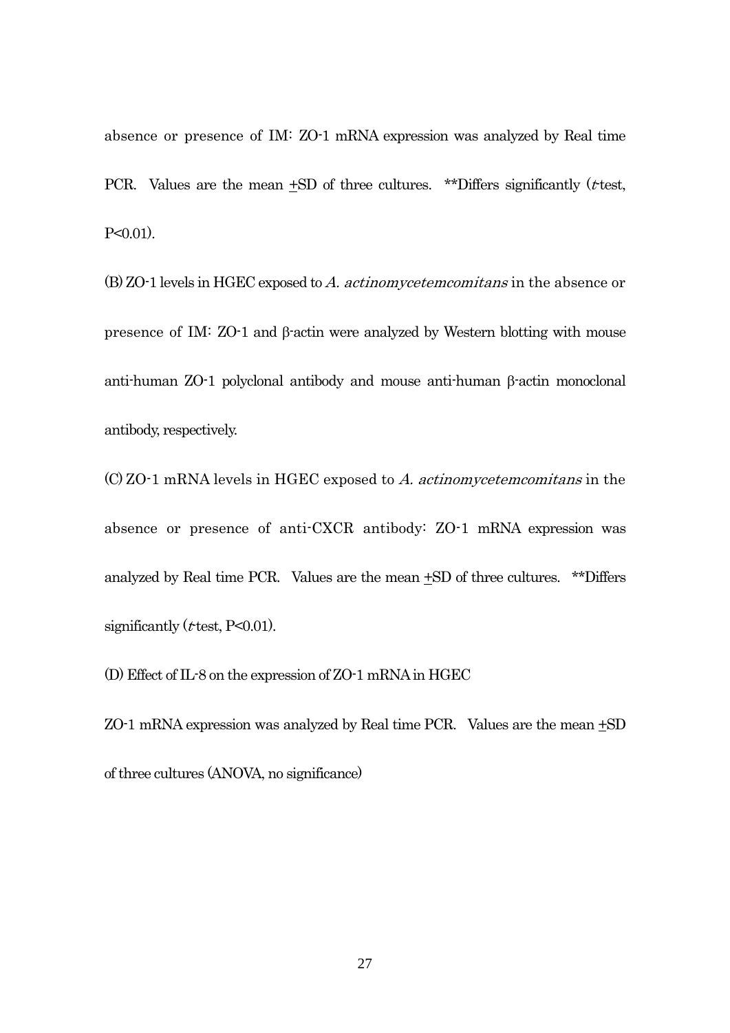absence or presence of IM: ZO-1 mRNA expression was analyzed by Real time PCR. Values are the mean ±SD of three cultures. **Differs significantly (*t*-test, P<0.01).

(B) ZO-1 levels in HGEC exposed to *A. actinomycetemcomitans* in the absence or presence of IM: ZO-1 and β-actin were analyzed by Western blotting with mouse anti-human ZO-1 polyclonal antibody and mouse anti-human β-actin monoclonal antibody, respectively.

(C) ZO-1 mRNA levels in HGEC exposed to *A. actinomycetemcomitans* in the absence or presence of anti-CXCR antibody: ZO-1 mRNA expression was analyzed by Real time PCR. Values are the mean ±SD of three cultures. **Differs significantly (*t*-test, P<0.01).

(D) Effect of IL-8 on the expression of ZO-1 mRNA in HGEC

ZO-1 mRNA expression was analyzed by Real time PCR. Values are the mean ±SD of three cultures (ANOVA, no significance)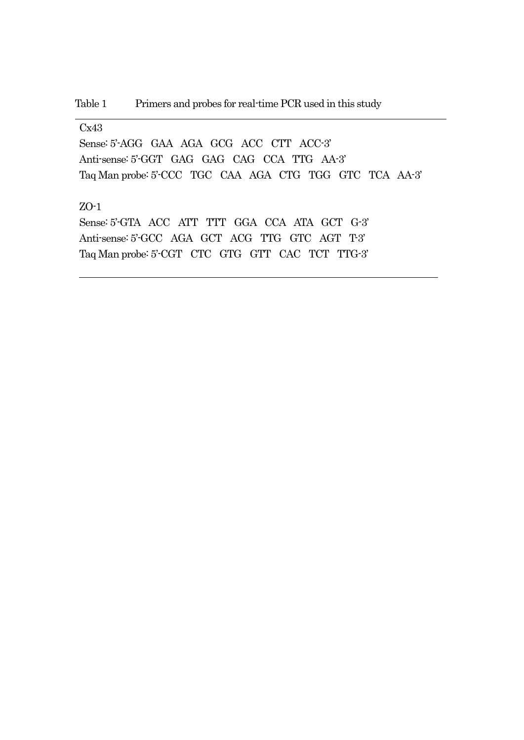Table 1 Primers and probes for real-time PCR used in this study

Cx43

Sense: 5'-AGG GAA AGA GCG ACC CTT ACC-3'

Anti-sense: 5'-GGT GAG GAG CAG CCA TTG AA-3'

Taq Man probe: 5'-CCC TGC CAA AGA CTG TGG GTC TCA AA-3'

ZO-1

Sense: 5'-GTA ACC ATT TTT GGA CCA ATA GCT G-3'

Anti-sense: 5'-GCC AGA GCT ACG TTG GTC AGT T-3'

Taq Man probe: 5'-CGT CTC GTG GTT CAC TCT TTG-3'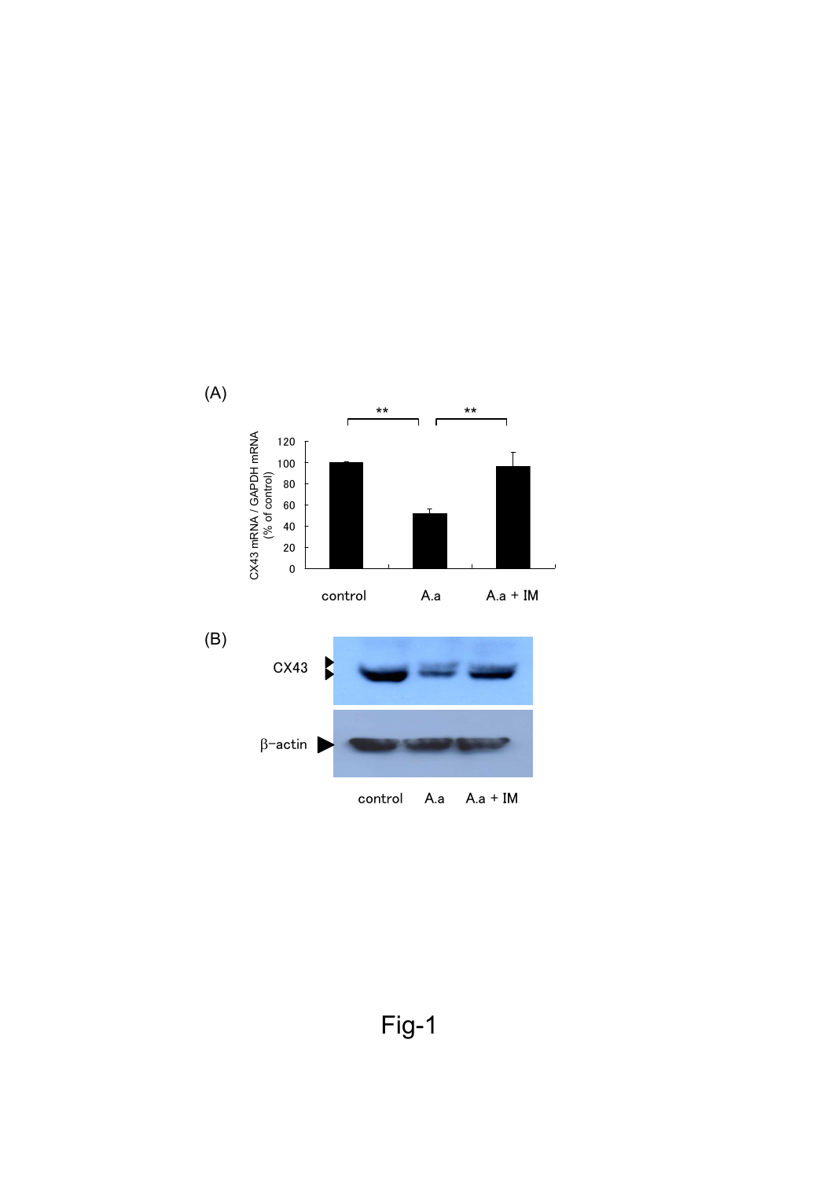(A)

(B)

Fig-1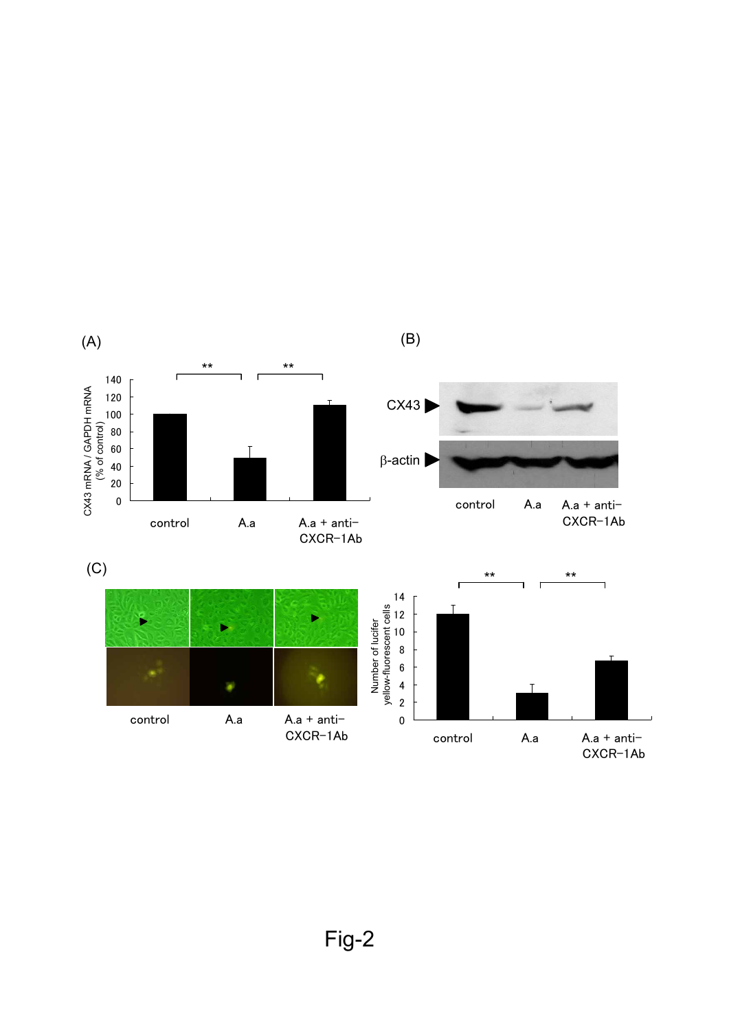(A)

CX43 mRNA / GAPDH mRNA (% of control)

control | A.a | A.a + anti-CXCR-1Ab

(B)

CX43

β-actin

control | A.a | A.a + anti-CXCR-1Ab

(C)

control | A.a | A.a + anti-CXCR-1Ab

Number of lucifer yellow-fluorescent cells

control | A.a | A.a + anti-CXCR-1Ab

Fig-2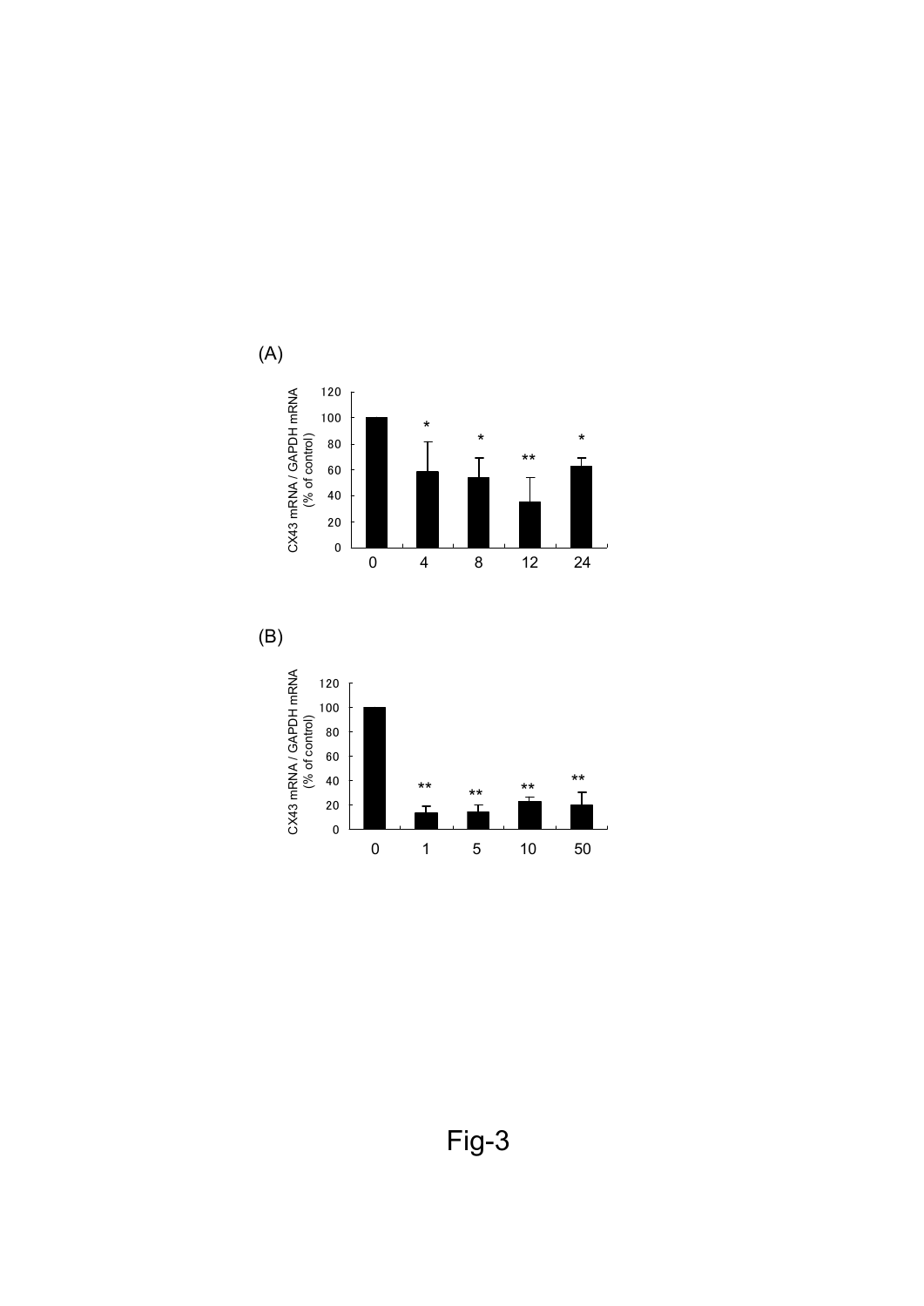(A)

(B)

Fig-3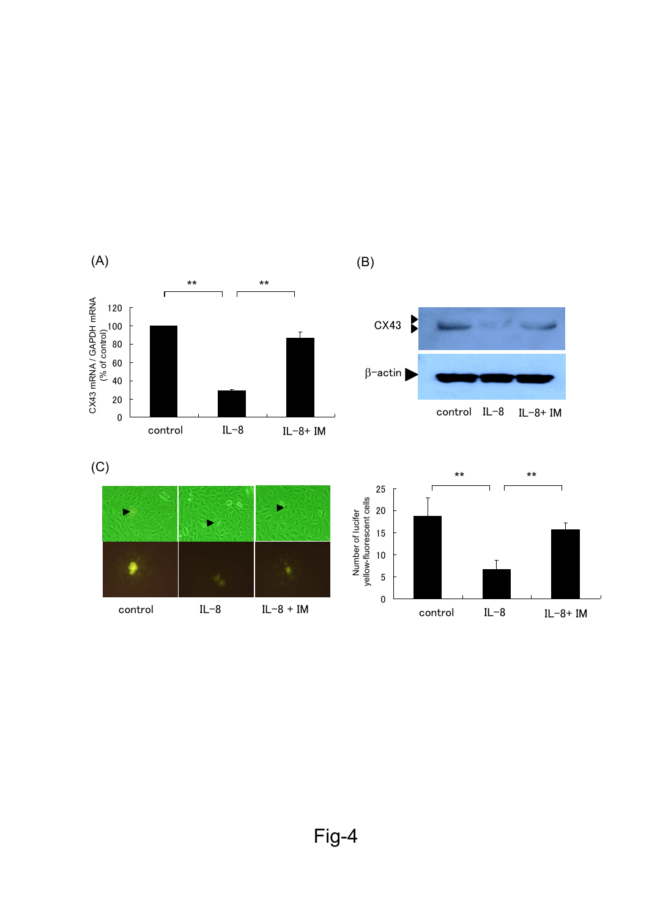Fig-4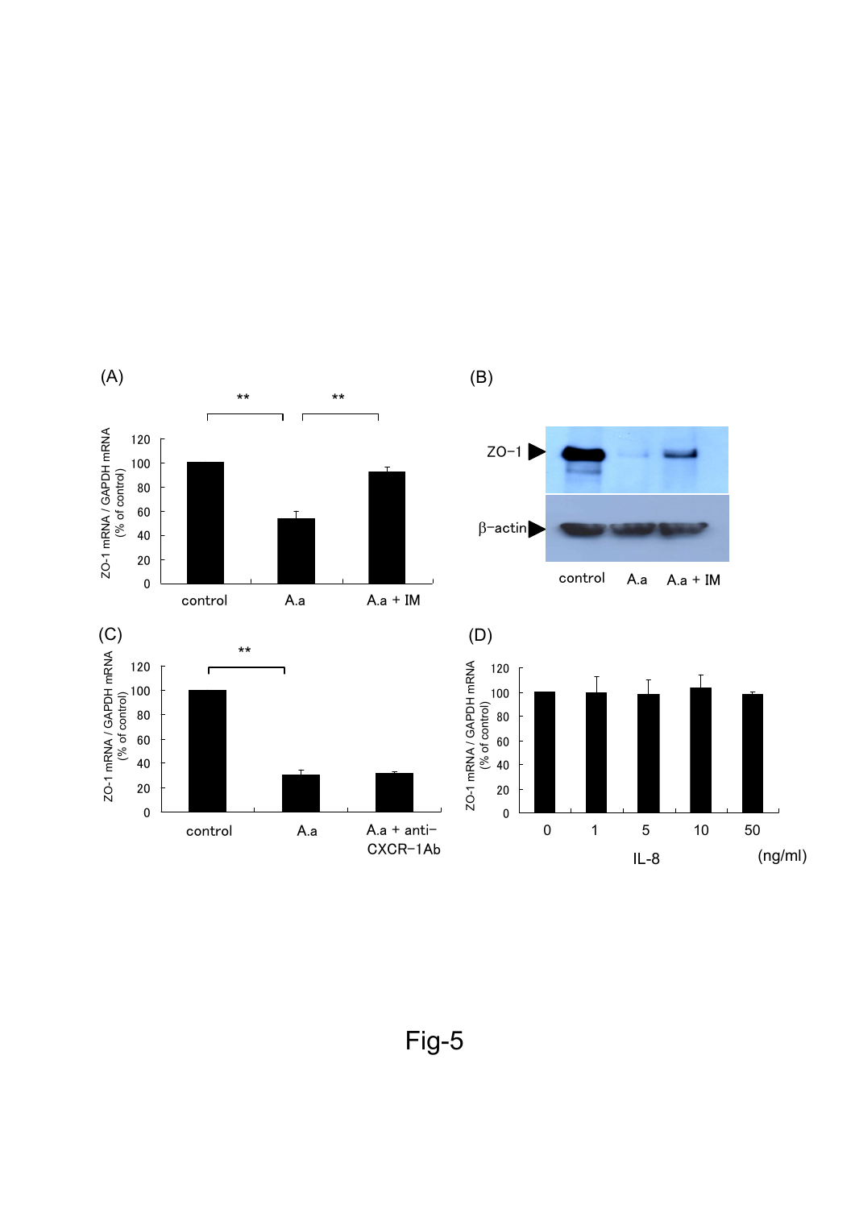(A)

**

**

ZO-1 mRNA / GAPDH mRNA (% of control)

120
100
80
60
40
20
0

control

A.a

A.a + IM

(B)

ZO-1

β-actin

control

A.a

A.a + IM

(C)

**

ZO-1 mRNA / GAPDH mRNA (% of control)

120
100
80
60
40
20
0

control

A.a

A.a + anti-CXCR-1Ab

(D)

ZO-1 mRNA / GAPDH mRNA (% of control)

120
100
80
60
40
20
0

0

1

5

10

50

IL-8

(ng/ml)

Fig-5